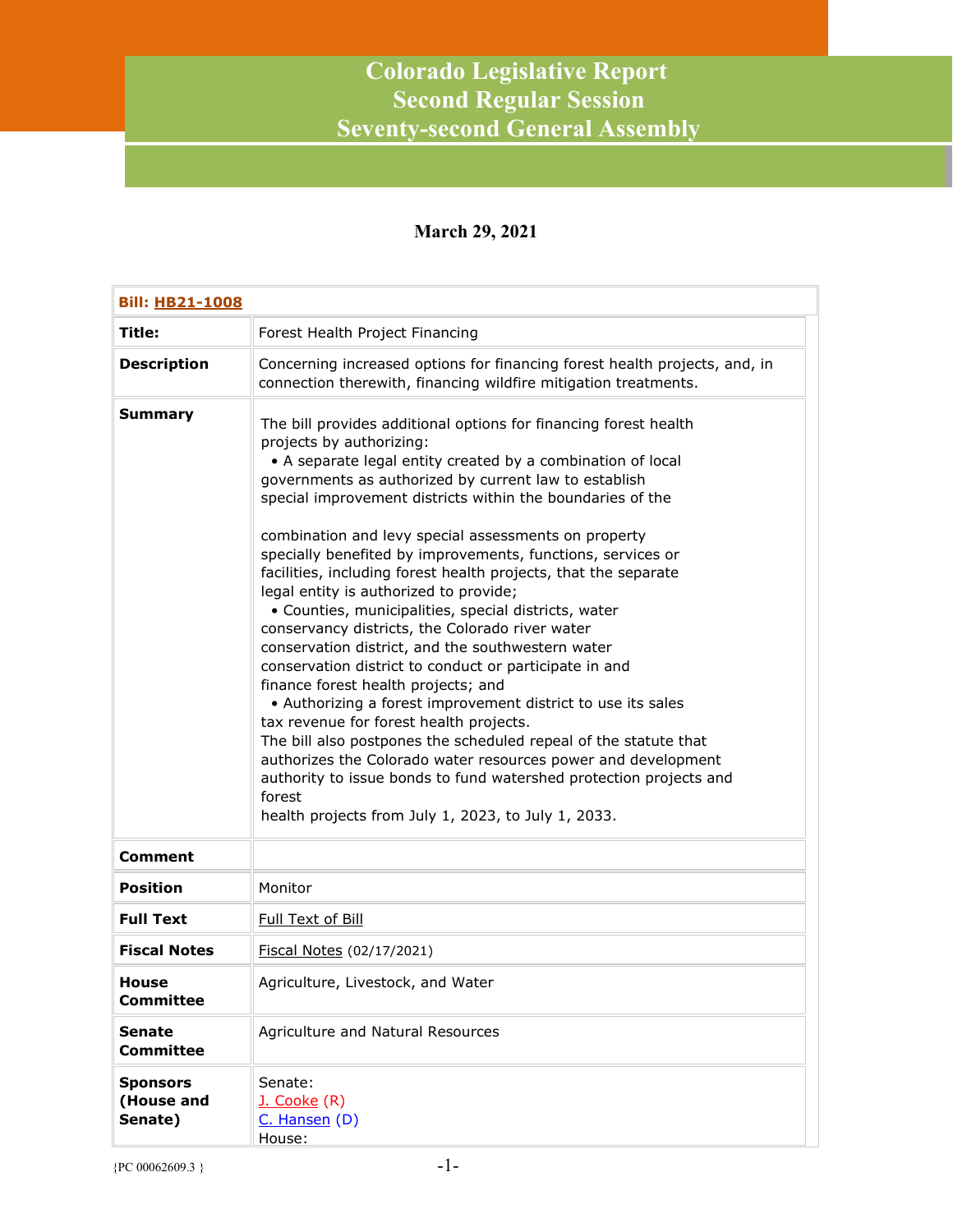# Colorado Legislative Report
# Second Regular Session
# Seventy-second General Assembly

**March 29, 2021**

| **Bill: HB21-1008** | |
|---|---|
| **Title:** | Forest Health Project Financing |
| **Description** | Concerning increased options for financing forest health projects, and, in connection therewith, financing wildfire mitigation treatments. |
| **Summary** | The bill provides additional options for financing forest health projects by authorizing: <br>• A separate legal entity created by a combination of local governments as authorized by current law to establish special improvement districts within the boundaries of the combination and levy special assessments on property specially benefited by improvements, functions, services or facilities, including forest health projects, that the separate legal entity is authorized to provide; <br>• Counties, municipalities, special districts, water conservancy districts, the Colorado river water conservation district, and the southwestern water conservation district to conduct or participate in and finance forest health projects; and <br>• Authorizing a forest improvement district to use its sales tax revenue for forest health projects. <br>The bill also postpones the scheduled repeal of the statute that authorizes the Colorado water resources power and development authority to issue bonds to fund watershed protection projects and forest health projects from July 1, 2023, to July 1, 2033. |
| **Comment** | |
| **Position** | Monitor |
| **Full Text** | Full Text of Bill |
| **Fiscal Notes** | Fiscal Notes (02/17/2021) |
| **House Committee** | Agriculture, Livestock, and Water |
| **Senate Committee** | Agriculture and Natural Resources |
| **Sponsors (House and Senate)** | Senate: <br>J. Cooke (R) <br>C. Hansen (D) <br>House: |

{PC 00062609.3 }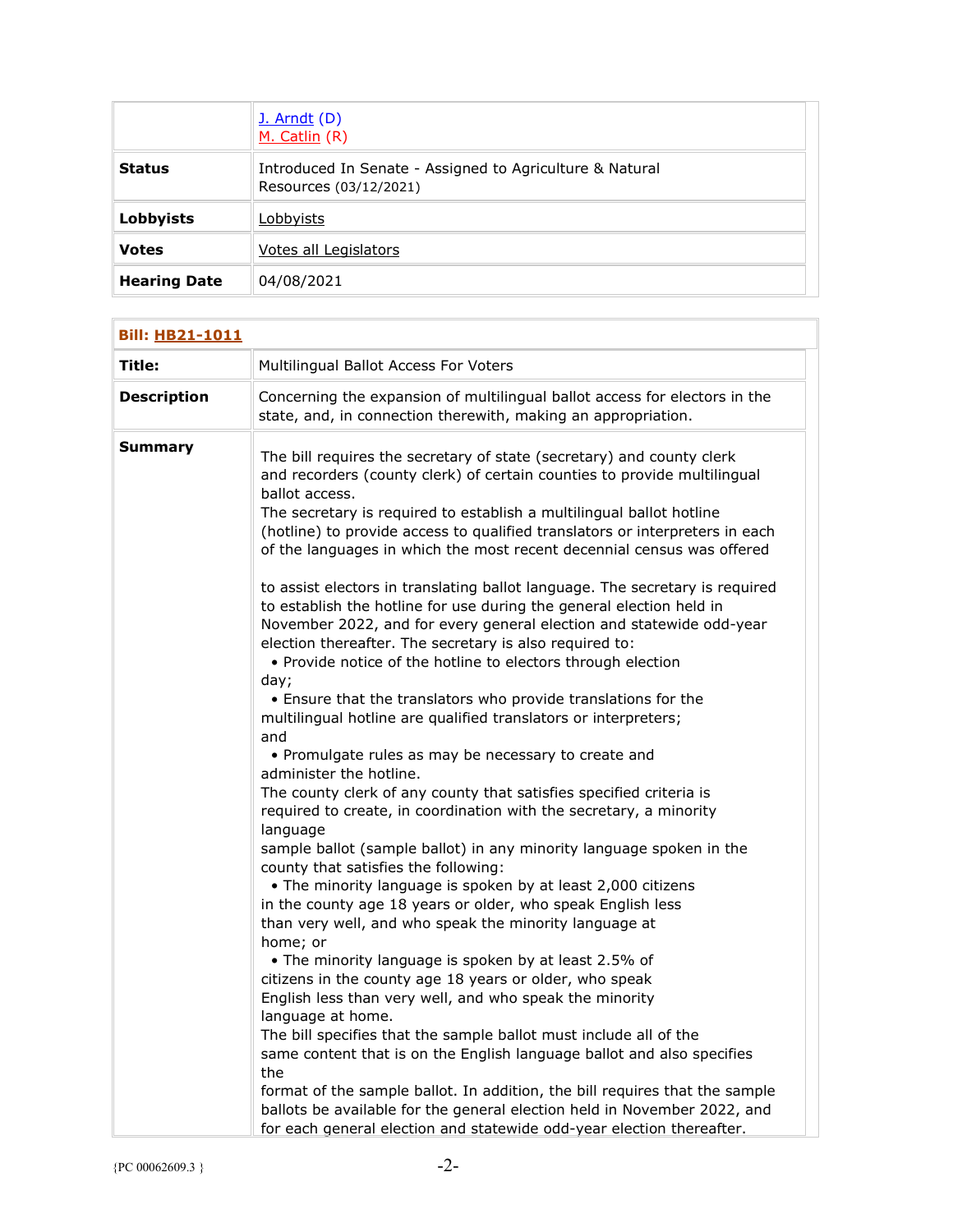| | |
|---|---|
| | J. Arndt (D)<br>M. Catlin (R) |
| **Status** | Introduced In Senate - Assigned to Agriculture & Natural Resources (03/12/2021) |
| **Lobbyists** | Lobbyists |
| **Votes** | Votes all Legislators |
| **Hearing Date** | 04/08/2021 |

| **Bill: HB21-1011** | |
|---|---|
| **Title:** | Multilingual Ballot Access For Voters |
| **Description** | Concerning the expansion of multilingual ballot access for electors in the state, and, in connection therewith, making an appropriation. |
| **Summary** | The bill requires the secretary of state (secretary) and county clerk and recorders (county clerk) of certain counties to provide multilingual ballot access.<br>The secretary is required to establish a multilingual ballot hotline (hotline) to provide access to qualified translators or interpreters in each of the languages in which the most recent decennial census was offered<br><br>to assist electors in translating ballot language. The secretary is required to establish the hotline for use during the general election held in November 2022, and for every general election and statewide odd-year election thereafter. The secretary is also required to:<br>• Provide notice of the hotline to electors through election day;<br>• Ensure that the translators who provide translations for the multilingual hotline are qualified translators or interpreters; and<br>• Promulgate rules as may be necessary to create and administer the hotline.<br>The county clerk of any county that satisfies specified criteria is required to create, in coordination with the secretary, a minority language sample ballot (sample ballot) in any minority language spoken in the county that satisfies the following:<br>• The minority language is spoken by at least 2,000 citizens in the county age 18 years or older, who speak English less than very well, and who speak the minority language at home; or<br>• The minority language is spoken by at least 2.5% of citizens in the county age 18 years or older, who speak English less than very well, and who speak the minority language at home.<br>The bill specifies that the sample ballot must include all of the same content that is on the English language ballot and also specifies the format of the sample ballot. In addition, the bill requires that the sample ballots be available for the general election held in November 2022, and for each general election and statewide odd-year election thereafter. |

{PC 00062609.3 }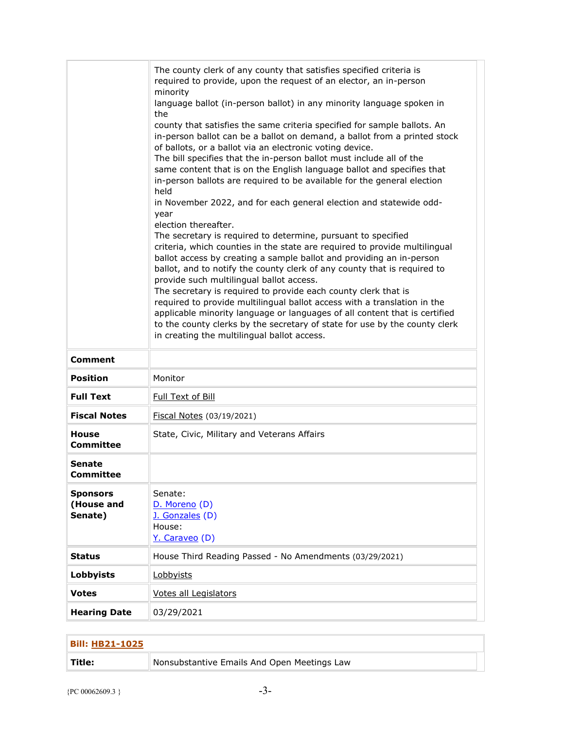| | |
|---|---|
| | The county clerk of any county that satisfies specified criteria is required to provide, upon the request of an elector, an in-person minority language ballot (in-person ballot) in any minority language spoken in the county that satisfies the same criteria specified for sample ballots. An in-person ballot can be a ballot on demand, a ballot from a printed stock of ballots, or a ballot via an electronic voting device. The bill specifies that the in-person ballot must include all of the same content that is on the English language ballot and specifies that in-person ballots are required to be available for the general election held in November 2022, and for each general election and statewide odd-year election thereafter. The secretary is required to determine, pursuant to specified criteria, which counties in the state are required to provide multilingual ballot access by creating a sample ballot and providing an in-person ballot, and to notify the county clerk of any county that is required to provide such multilingual ballot access. The secretary is required to provide each county clerk that is required to provide multilingual ballot access with a translation in the applicable minority language or languages of all content that is certified to the county clerks by the secretary of state for use by the county clerk in creating the multilingual ballot access. |
| **Comment** | |
| **Position** | Monitor |
| **Full Text** | Full Text of Bill |
| **Fiscal Notes** | Fiscal Notes (03/19/2021) |
| **House Committee** | State, Civic, Military and Veterans Affairs |
| **Senate Committee** | |
| **Sponsors (House and Senate)** | Senate:<br>D. Moreno (D)<br>J. Gonzales (D)<br>House:<br>Y. Caraveo (D) |
| **Status** | House Third Reading Passed - No Amendments (03/29/2021) |
| **Lobbyists** | Lobbyists |
| **Votes** | Votes all Legislators |
| **Hearing Date** | 03/29/2021 |

| **Bill: HB21-1025** | |
|---|---|
| **Title:** | Nonsubstantive Emails And Open Meetings Law |

{PC 00062609.3 }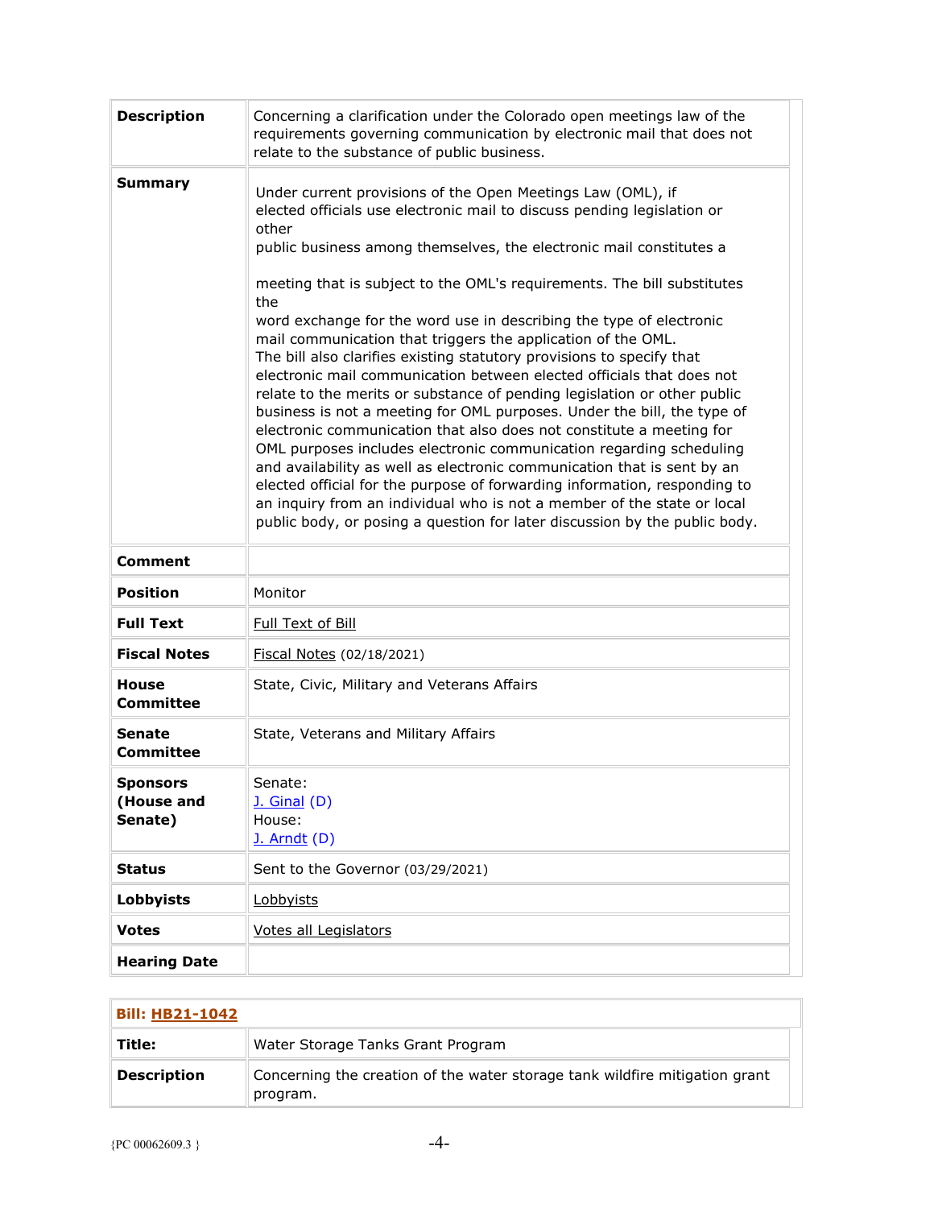| | |
|---|---|
| **Description** | Concerning a clarification under the Colorado open meetings law of the requirements governing communication by electronic mail that does not relate to the substance of public business. |
| **Summary** | Under current provisions of the Open Meetings Law (OML), if elected officials use electronic mail to discuss pending legislation or other public business among themselves, the electronic mail constitutes a meeting that is subject to the OML's requirements. The bill substitutes the word exchange for the word use in describing the type of electronic mail communication that triggers the application of the OML. The bill also clarifies existing statutory provisions to specify that electronic mail communication between elected officials that does not relate to the merits or substance of pending legislation or other public business is not a meeting for OML purposes. Under the bill, the type of electronic communication that also does not constitute a meeting for OML purposes includes electronic communication regarding scheduling and availability as well as electronic communication that is sent by an elected official for the purpose of forwarding information, responding to an inquiry from an individual who is not a member of the state or local public body, or posing a question for later discussion by the public body. |
| **Comment** | |
| **Position** | Monitor |
| **Full Text** | Full Text of Bill |
| **Fiscal Notes** | Fiscal Notes (02/18/2021) |
| **House Committee** | State, Civic, Military and Veterans Affairs |
| **Senate Committee** | State, Veterans and Military Affairs |
| **Sponsors (House and Senate)** | Senate: J. Ginal (D) House: J. Arndt (D) |
| **Status** | Sent to the Governor (03/29/2021) |
| **Lobbyists** | Lobbyists |
| **Votes** | Votes all Legislators |
| **Hearing Date** | |

**Bill: HB21-1042**

| | |
|---|---|
| **Title:** | Water Storage Tanks Grant Program |
| **Description** | Concerning the creation of the water storage tank wildfire mitigation grant program. |

{PC 00062609.3 }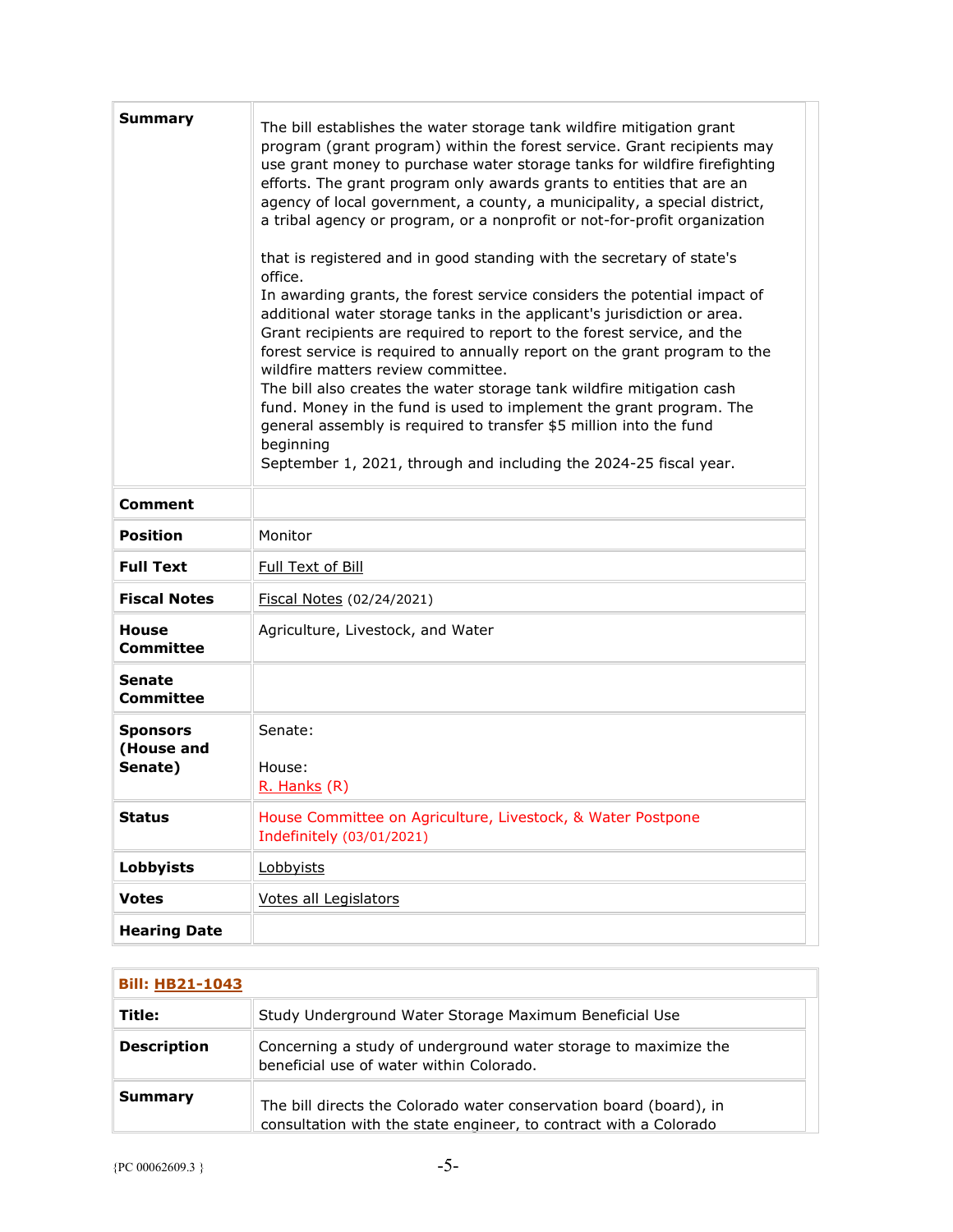| | |
|---|---|
| **Summary** | The bill establishes the water storage tank wildfire mitigation grant program (grant program) within the forest service. Grant recipients may use grant money to purchase water storage tanks for wildfire firefighting efforts. The grant program only awards grants to entities that are an agency of local government, a county, a municipality, a special district, a tribal agency or program, or a nonprofit or not-for-profit organization that is registered and in good standing with the secretary of state's office. In awarding grants, the forest service considers the potential impact of additional water storage tanks in the applicant's jurisdiction or area. Grant recipients are required to report to the forest service, and the forest service is required to annually report on the grant program to the wildfire matters review committee. The bill also creates the water storage tank wildfire mitigation cash fund. Money in the fund is used to implement the grant program. The general assembly is required to transfer $5 million into the fund beginning September 1, 2021, through and including the 2024-25 fiscal year. |
| **Comment** | |
| **Position** | Monitor |
| **Full Text** | Full Text of Bill |
| **Fiscal Notes** | Fiscal Notes (02/24/2021) |
| **House Committee** | Agriculture, Livestock, and Water |
| **Senate Committee** | |
| **Sponsors (House and Senate)** | Senate: <br> House: <br> R. Hanks (R) |
| **Status** | House Committee on Agriculture, Livestock, & Water Postpone Indefinitely (03/01/2021) |
| **Lobbyists** | Lobbyists |
| **Votes** | Votes all Legislators |
| **Hearing Date** | |

| **Bill: HB21-1043** | |
|---|---|
| **Title:** | Study Underground Water Storage Maximum Beneficial Use |
| **Description** | Concerning a study of underground water storage to maximize the beneficial use of water within Colorado. |
| **Summary** | The bill directs the Colorado water conservation board (board), in consultation with the state engineer, to contract with a Colorado |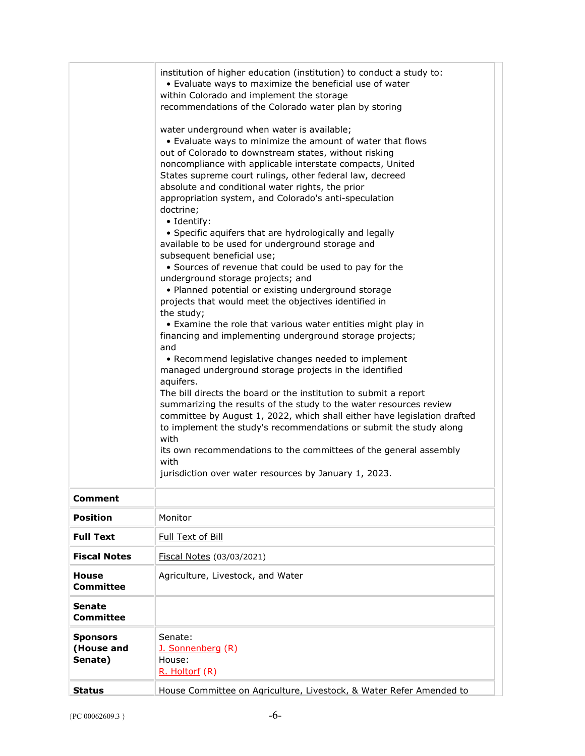| | |
|---|---|
| | institution of higher education (institution) to conduct a study to:<br>• Evaluate ways to maximize the beneficial use of water within Colorado and implement the storage recommendations of the Colorado water plan by storing water underground when water is available;<br>• Evaluate ways to minimize the amount of water that flows out of Colorado to downstream states, without risking noncompliance with applicable interstate compacts, United States supreme court rulings, other federal law, decreed absolute and conditional water rights, the prior appropriation system, and Colorado's anti-speculation doctrine;<br>• Identify:<br>• Specific aquifers that are hydrologically and legally available to be used for underground storage and subsequent beneficial use;<br>• Sources of revenue that could be used to pay for the underground storage projects; and<br>• Planned potential or existing underground storage projects that would meet the objectives identified in the study;<br>• Examine the role that various water entities might play in financing and implementing underground storage projects; and<br>• Recommend legislative changes needed to implement managed underground storage projects in the identified aquifers.<br>The bill directs the board or the institution to submit a report summarizing the results of the study to the water resources review committee by August 1, 2022, which shall either have legislation drafted to implement the study's recommendations or submit the study along with its own recommendations to the committees of the general assembly with jurisdiction over water resources by January 1, 2023. |
| **Comment** | |
| **Position** | Monitor |
| **Full Text** | Full Text of Bill |
| **Fiscal Notes** | Fiscal Notes (03/03/2021) |
| **House Committee** | Agriculture, Livestock, and Water |
| **Senate Committee** | |
| **Sponsors (House and Senate)** | Senate:<br>J. Sonnenberg (R)<br>House:<br>R. Holtorf (R) |
| **Status** | House Committee on Agriculture, Livestock, & Water Refer Amended to |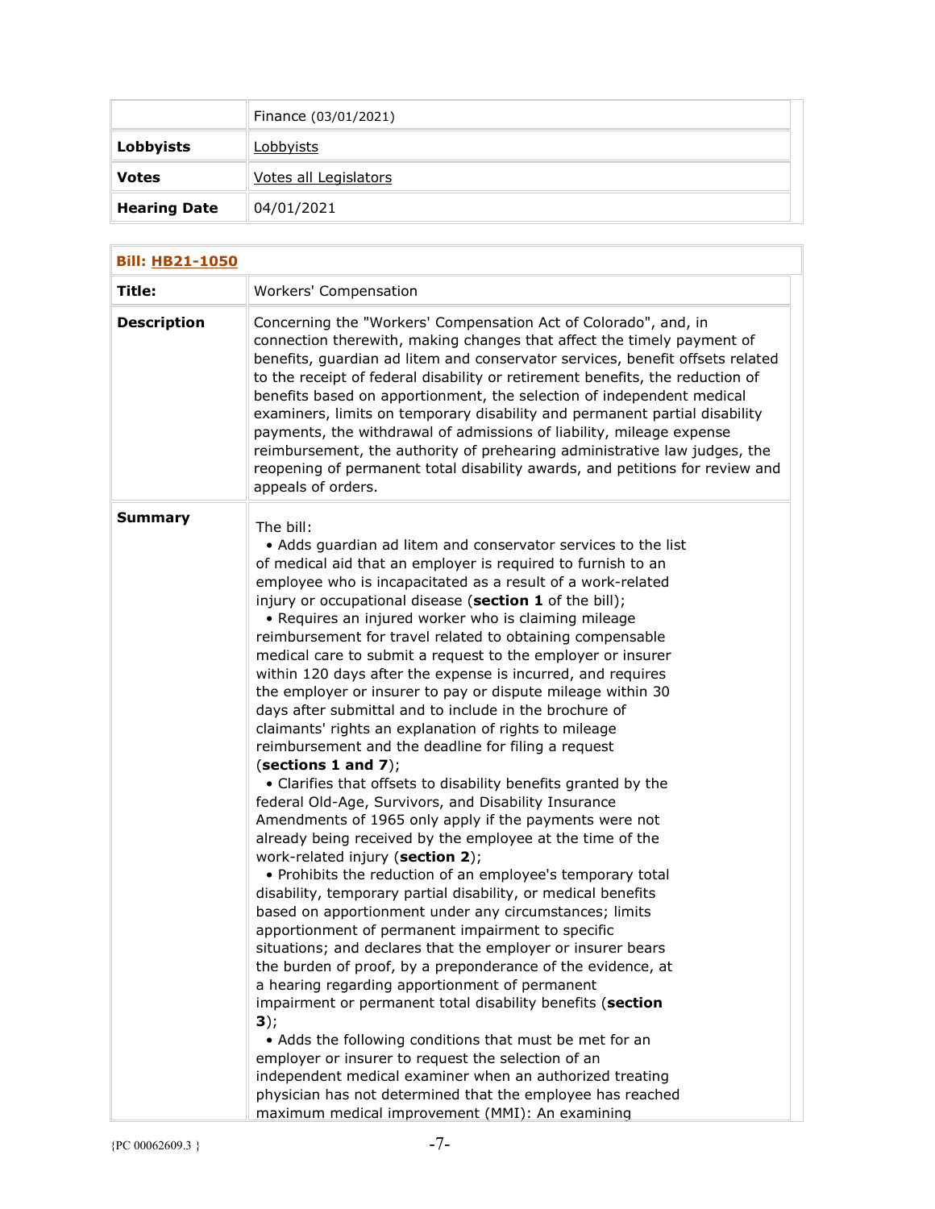| | Finance (03/01/2021) |
|---|---|
| **Lobbyists** | Lobbyists |
| **Votes** | Votes all Legislators |
| **Hearing Date** | 04/01/2021 |

| **Bill: HB21-1050** | |
|---|---|
| **Title:** | Workers' Compensation |
| **Description** | Concerning the "Workers' Compensation Act of Colorado", and, in connection therewith, making changes that affect the timely payment of benefits, guardian ad litem and conservator services, benefit offsets related to the receipt of federal disability or retirement benefits, the reduction of benefits based on apportionment, the selection of independent medical examiners, limits on temporary disability and permanent partial disability payments, the withdrawal of admissions of liability, mileage expense reimbursement, the authority of prehearing administrative law judges, the reopening of permanent total disability awards, and petitions for review and appeals of orders. |
| **Summary** | The bill:<br>• Adds guardian ad litem and conservator services to the list of medical aid that an employer is required to furnish to an employee who is incapacitated as a result of a work-related injury or occupational disease (**section 1** of the bill);<br>• Requires an injured worker who is claiming mileage reimbursement for travel related to obtaining compensable medical care to submit a request to the employer or insurer within 120 days after the expense is incurred, and requires the employer or insurer to pay or dispute mileage within 30 days after submittal and to include in the brochure of claimants' rights an explanation of rights to mileage reimbursement and the deadline for filing a request (**sections 1 and 7**);<br>• Clarifies that offsets to disability benefits granted by the federal Old-Age, Survivors, and Disability Insurance Amendments of 1965 only apply if the payments were not already being received by the employee at the time of the work-related injury (**section 2**);<br>• Prohibits the reduction of an employee's temporary total disability, temporary partial disability, or medical benefits based on apportionment under any circumstances; limits apportionment of permanent impairment to specific situations; and declares that the employer or insurer bears the burden of proof, by a preponderance of the evidence, at a hearing regarding apportionment of permanent impairment or permanent total disability benefits (**section 3**);<br>• Adds the following conditions that must be met for an employer or insurer to request the selection of an independent medical examiner when an authorized treating physician has not determined that the employee has reached maximum medical improvement (MMI): An examining |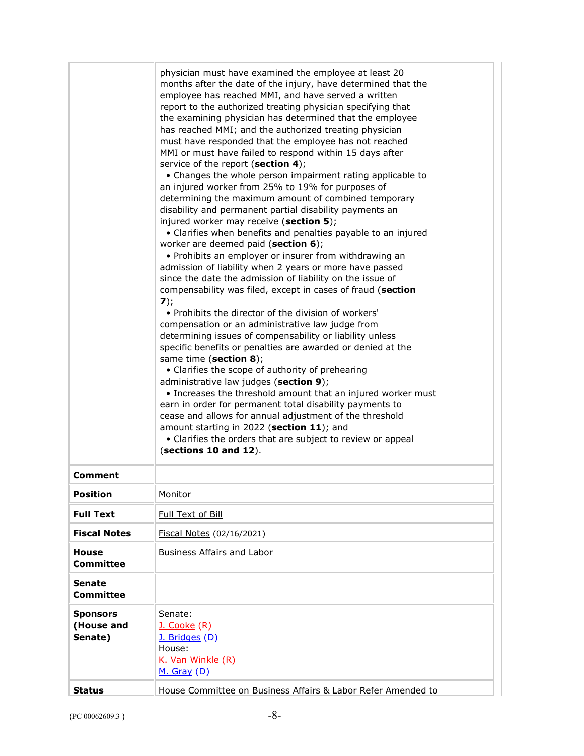| | |
|---|---|
| | physician must have examined the employee at least 20 months after the date of the injury, have determined that the employee has reached MMI, and have served a written report to the authorized treating physician specifying that the examining physician has determined that the employee has reached MMI; and the authorized treating physician must have responded that the employee has not reached MMI or must have failed to respond within 15 days after service of the report (**section 4**);<br>• Changes the whole person impairment rating applicable to an injured worker from 25% to 19% for purposes of determining the maximum amount of combined temporary disability and permanent partial disability payments an injured worker may receive (**section 5**);<br>• Clarifies when benefits and penalties payable to an injured worker are deemed paid (**section 6**);<br>• Prohibits an employer or insurer from withdrawing an admission of liability when 2 years or more have passed since the date the admission of liability on the issue of compensability was filed, except in cases of fraud (**section 7**);<br>• Prohibits the director of the division of workers' compensation or an administrative law judge from determining issues of compensability or liability unless specific benefits or penalties are awarded or denied at the same time (**section 8**);<br>• Clarifies the scope of authority of prehearing administrative law judges (**section 9**);<br>• Increases the threshold amount that an injured worker must earn in order for permanent total disability payments to cease and allows for annual adjustment of the threshold amount starting in 2022 (**section 11**); and<br>• Clarifies the orders that are subject to review or appeal (**sections 10 and 12**). |
| **Comment** | |
| **Position** | Monitor |
| **Full Text** | Full Text of Bill |
| **Fiscal Notes** | Fiscal Notes (02/16/2021) |
| **House Committee** | Business Affairs and Labor |
| **Senate Committee** | |
| **Sponsors (House and Senate)** | Senate:<br>J. Cooke (R)<br>J. Bridges (D)<br>House:<br>K. Van Winkle (R)<br>M. Gray (D) |
| **Status** | House Committee on Business Affairs & Labor Refer Amended to |

{PC 00062609.3 }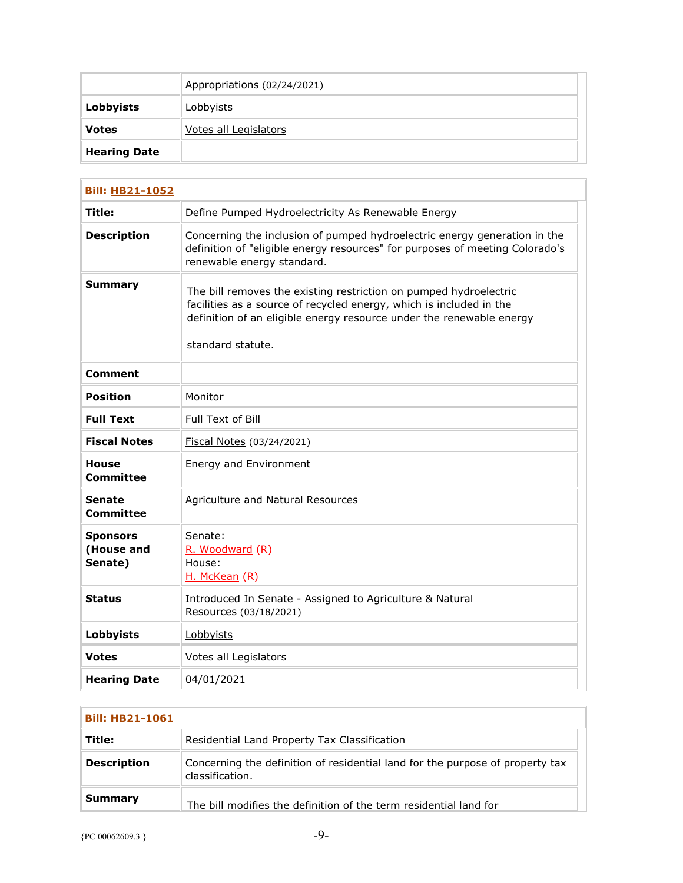| | |
|---|---|
| | Appropriations (02/24/2021) |
| **Lobbyists** | Lobbyists |
| **Votes** | Votes all Legislators |
| **Hearing Date** | |

| **Bill: HB21-1052** | |
|---|---|
| **Title:** | Define Pumped Hydroelectricity As Renewable Energy |
| **Description** | Concerning the inclusion of pumped hydroelectric energy generation in the definition of "eligible energy resources" for purposes of meeting Colorado's renewable energy standard. |
| **Summary** | The bill removes the existing restriction on pumped hydroelectric facilities as a source of recycled energy, which is included in the definition of an eligible energy resource under the renewable energy standard statute. |
| **Comment** | |
| **Position** | Monitor |
| **Full Text** | Full Text of Bill |
| **Fiscal Notes** | Fiscal Notes (03/24/2021) |
| **House Committee** | Energy and Environment |
| **Senate Committee** | Agriculture and Natural Resources |
| **Sponsors (House and Senate)** | Senate: R. Woodward (R) House: H. McKean (R) |
| **Status** | Introduced In Senate - Assigned to Agriculture & Natural Resources (03/18/2021) |
| **Lobbyists** | Lobbyists |
| **Votes** | Votes all Legislators |
| **Hearing Date** | 04/01/2021 |

| **Bill: HB21-1061** | |
|---|---|
| **Title:** | Residential Land Property Tax Classification |
| **Description** | Concerning the definition of residential land for the purpose of property tax classification. |
| **Summary** | The bill modifies the definition of the term residential land for |

{PC 00062609.3 }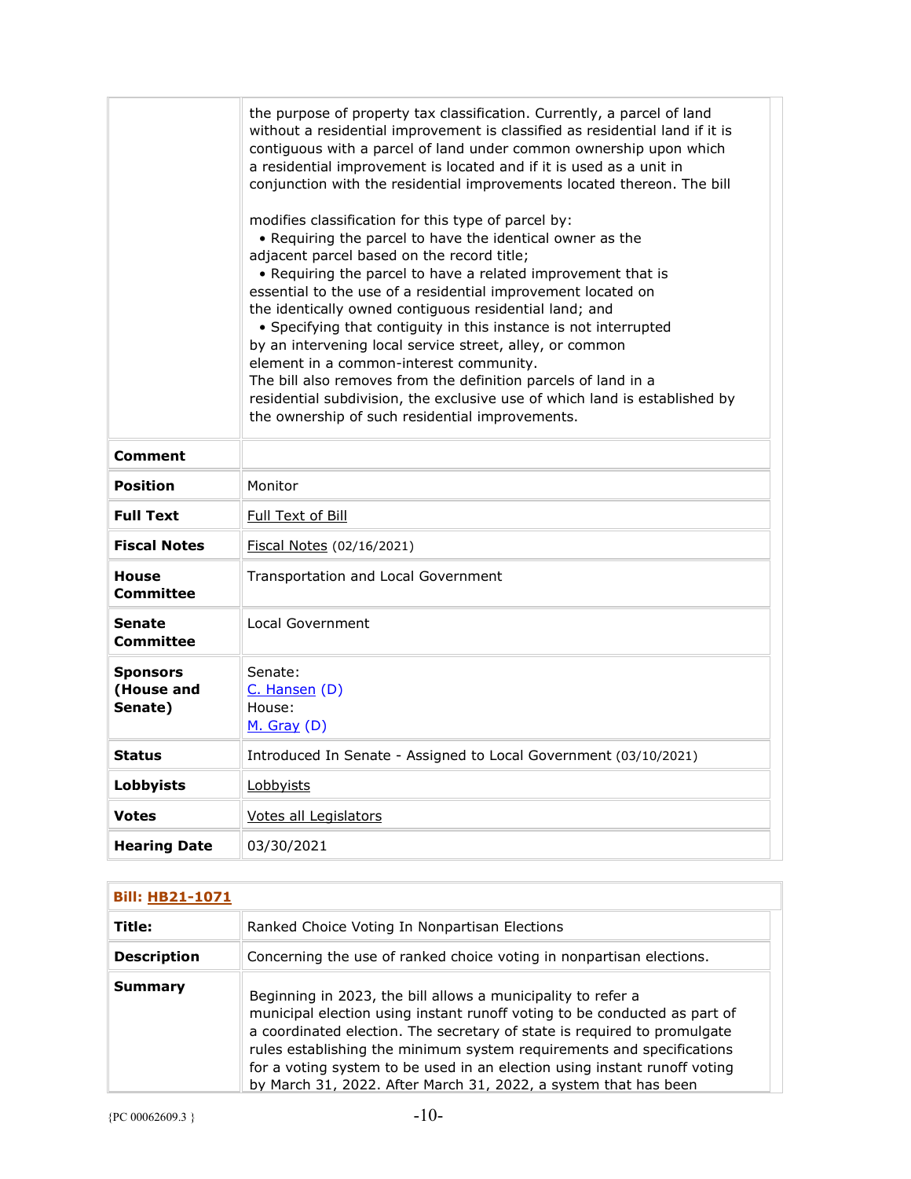| | |
|---|---|
| | the purpose of property tax classification. Currently, a parcel of land without a residential improvement is classified as residential land if it is contiguous with a parcel of land under common ownership upon which a residential improvement is located and if it is used as a unit in conjunction with the residential improvements located thereon. The bill<br><br>modifies classification for this type of parcel by:<br>• Requiring the parcel to have the identical owner as the adjacent parcel based on the record title;<br>• Requiring the parcel to have a related improvement that is essential to the use of a residential improvement located on the identically owned contiguous residential land; and<br>• Specifying that contiguity in this instance is not interrupted by an intervening local service street, alley, or common element in a common-interest community.<br>The bill also removes from the definition parcels of land in a residential subdivision, the exclusive use of which land is established by the ownership of such residential improvements. |
| **Comment** | |
| **Position** | Monitor |
| **Full Text** | Full Text of Bill |
| **Fiscal Notes** | Fiscal Notes (02/16/2021) |
| **House Committee** | Transportation and Local Government |
| **Senate Committee** | Local Government |
| **Sponsors (House and Senate)** | Senate:<br>C. Hansen (D)<br>House:<br>M. Gray (D) |
| **Status** | Introduced In Senate - Assigned to Local Government (03/10/2021) |
| **Lobbyists** | Lobbyists |
| **Votes** | Votes all Legislators |
| **Hearing Date** | 03/30/2021 |

| **Bill: HB21-1071** | |
|---|---|
| **Title:** | Ranked Choice Voting In Nonpartisan Elections |
| **Description** | Concerning the use of ranked choice voting in nonpartisan elections. |
| **Summary** | Beginning in 2023, the bill allows a municipality to refer a municipal election using instant runoff voting to be conducted as part of a coordinated election. The secretary of state is required to promulgate rules establishing the minimum system requirements and specifications for a voting system to be used in an election using instant runoff voting by March 31, 2022. After March 31, 2022, a system that has been |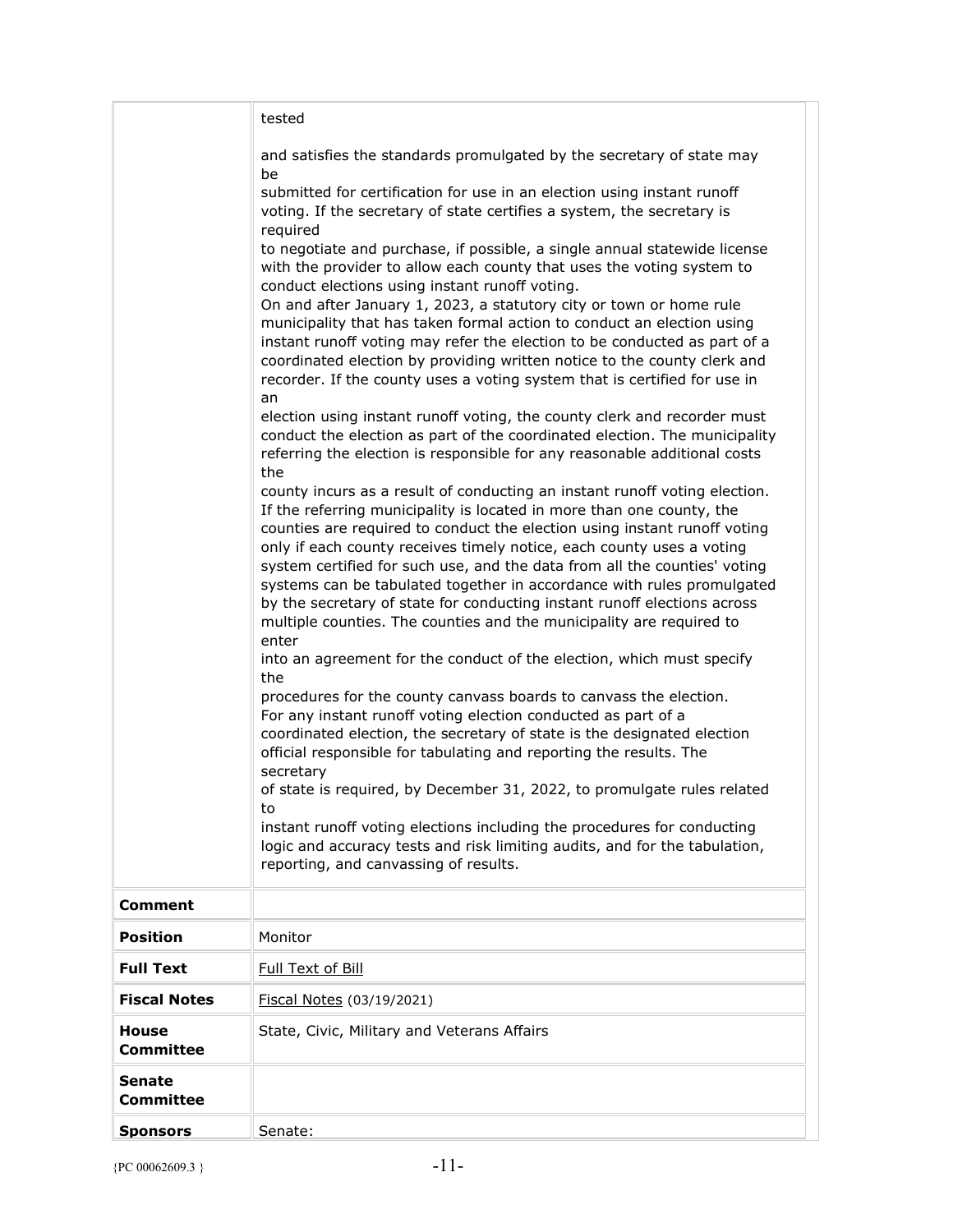| | |
|---|---|
| | tested<br><br>and satisfies the standards promulgated by the secretary of state may be<br>submitted for certification for use in an election using instant runoff voting. If the secretary of state certifies a system, the secretary is required<br>to negotiate and purchase, if possible, a single annual statewide license with the provider to allow each county that uses the voting system to conduct elections using instant runoff voting.<br>On and after January 1, 2023, a statutory city or town or home rule municipality that has taken formal action to conduct an election using instant runoff voting may refer the election to be conducted as part of a coordinated election by providing written notice to the county clerk and recorder. If the county uses a voting system that is certified for use in an<br>election using instant runoff voting, the county clerk and recorder must conduct the election as part of the coordinated election. The municipality referring the election is responsible for any reasonable additional costs the<br>county incurs as a result of conducting an instant runoff voting election. If the referring municipality is located in more than one county, the counties are required to conduct the election using instant runoff voting only if each county receives timely notice, each county uses a voting system certified for such use, and the data from all the counties' voting systems can be tabulated together in accordance with rules promulgated by the secretary of state for conducting instant runoff elections across multiple counties. The counties and the municipality are required to enter<br>into an agreement for the conduct of the election, which must specify the<br>procedures for the county canvass boards to canvass the election.<br>For any instant runoff voting election conducted as part of a coordinated election, the secretary of state is the designated election official responsible for tabulating and reporting the results. The secretary<br>of state is required, by December 31, 2022, to promulgate rules related to<br>instant runoff voting elections including the procedures for conducting logic and accuracy tests and risk limiting audits, and for the tabulation, reporting, and canvassing of results. |
| **Comment** | |
| **Position** | Monitor |
| **Full Text** | Full Text of Bill |
| **Fiscal Notes** | Fiscal Notes (03/19/2021) |
| **House Committee** | State, Civic, Military and Veterans Affairs |
| **Senate Committee** | |
| **Sponsors** | Senate: |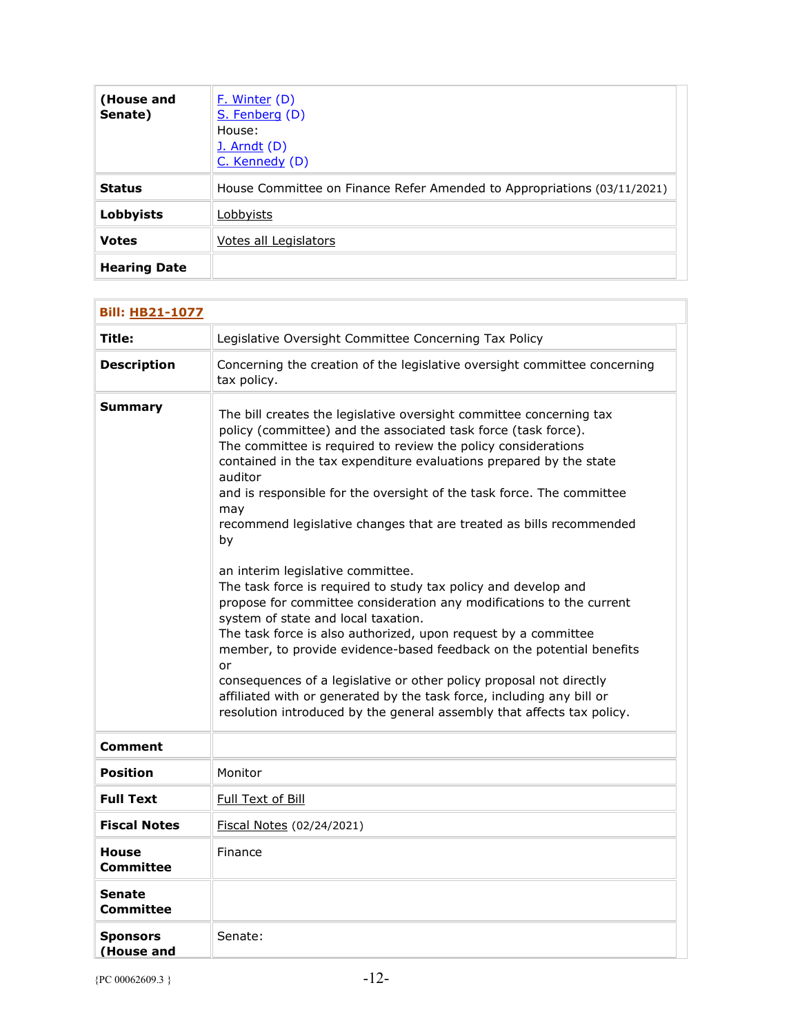| (House and Senate) | F. Winter (D)<br>S. Fenberg (D)<br>House:<br>J. Arndt (D)<br>C. Kennedy (D) |
|---|---|
| **Status** | House Committee on Finance Refer Amended to Appropriations (03/11/2021) |
| **Lobbyists** | Lobbyists |
| **Votes** | Votes all Legislators |
| **Hearing Date** | |

| **Bill: HB21-1077** | |
|---|---|
| **Title:** | Legislative Oversight Committee Concerning Tax Policy |
| **Description** | Concerning the creation of the legislative oversight committee concerning tax policy. |
| **Summary** | The bill creates the legislative oversight committee concerning tax policy (committee) and the associated task force (task force).<br>The committee is required to review the policy considerations contained in the tax expenditure evaluations prepared by the state auditor<br>and is responsible for the oversight of the task force. The committee may<br>recommend legislative changes that are treated as bills recommended by<br><br>an interim legislative committee.<br>The task force is required to study tax policy and develop and propose for committee consideration any modifications to the current system of state and local taxation.<br>The task force is also authorized, upon request by a committee member, to provide evidence-based feedback on the potential benefits or<br>consequences of a legislative or other policy proposal not directly affiliated with or generated by the task force, including any bill or resolution introduced by the general assembly that affects tax policy. |
| **Comment** | |
| **Position** | Monitor |
| **Full Text** | Full Text of Bill |
| **Fiscal Notes** | Fiscal Notes (02/24/2021) |
| **House Committee** | Finance |
| **Senate Committee** | |
| **Sponsors (House and** | Senate: |

{PC 00062609.3 }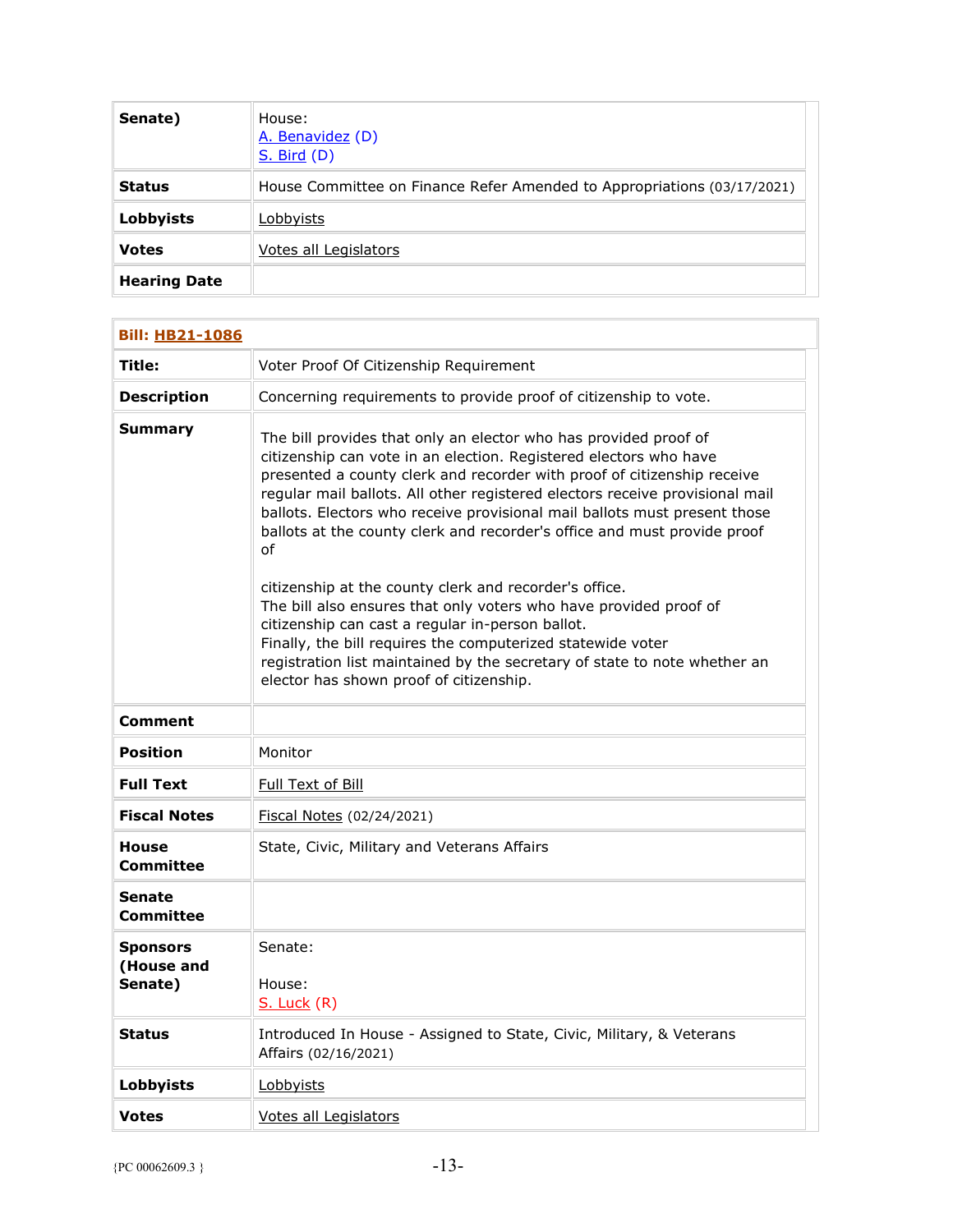| Senate) | House:<br>A. Benavidez (D)<br>S. Bird (D) |
|---|---|
| **Status** | House Committee on Finance Refer Amended to Appropriations (03/17/2021) |
| **Lobbyists** | Lobbyists |
| **Votes** | Votes all Legislators |
| **Hearing Date** | |

| **Bill: HB21-1086** | |
|---|---|
| **Title:** | Voter Proof Of Citizenship Requirement |
| **Description** | Concerning requirements to provide proof of citizenship to vote. |
| **Summary** | The bill provides that only an elector who has provided proof of citizenship can vote in an election. Registered electors who have presented a county clerk and recorder with proof of citizenship receive regular mail ballots. All other registered electors receive provisional mail ballots. Electors who receive provisional mail ballots must present those ballots at the county clerk and recorder's office and must provide proof of<br><br>citizenship at the county clerk and recorder's office.<br>The bill also ensures that only voters who have provided proof of citizenship can cast a regular in-person ballot.<br>Finally, the bill requires the computerized statewide voter registration list maintained by the secretary of state to note whether an elector has shown proof of citizenship. |
| **Comment** | |
| **Position** | Monitor |
| **Full Text** | Full Text of Bill |
| **Fiscal Notes** | Fiscal Notes (02/24/2021) |
| **House Committee** | State, Civic, Military and Veterans Affairs |
| **Senate Committee** | |
| **Sponsors (House and Senate)** | Senate:<br><br>House:<br>S. Luck (R) |
| **Status** | Introduced In House - Assigned to State, Civic, Military, & Veterans Affairs (02/16/2021) |
| **Lobbyists** | Lobbyists |
| **Votes** | Votes all Legislators |

{PC 00062609.3 }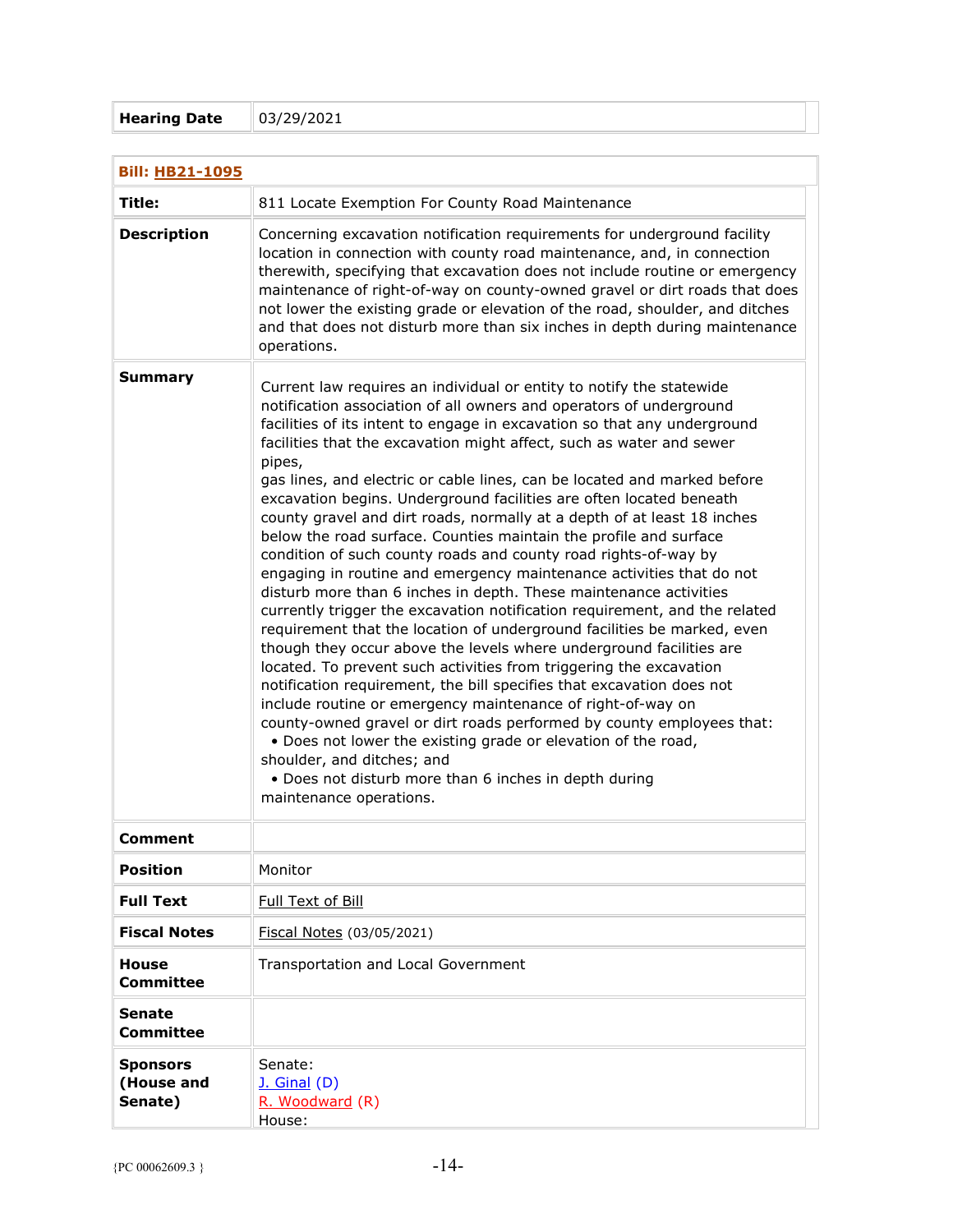| Hearing Date | 03/29/2021 |
|---|---|

| **Bill: HB21-1095** | |
|---|---|
| **Title:** | 811 Locate Exemption For County Road Maintenance |
| **Description** | Concerning excavation notification requirements for underground facility location in connection with county road maintenance, and, in connection therewith, specifying that excavation does not include routine or emergency maintenance of right-of-way on county-owned gravel or dirt roads that does not lower the existing grade or elevation of the road, shoulder, and ditches and that does not disturb more than six inches in depth during maintenance operations. |
| **Summary** | Current law requires an individual or entity to notify the statewide notification association of all owners and operators of underground facilities of its intent to engage in excavation so that any underground facilities that the excavation might affect, such as water and sewer pipes, gas lines, and electric or cable lines, can be located and marked before excavation begins. Underground facilities are often located beneath county gravel and dirt roads, normally at a depth of at least 18 inches below the road surface. Counties maintain the profile and surface condition of such county roads and county road rights-of-way by engaging in routine and emergency maintenance activities that do not disturb more than 6 inches in depth. These maintenance activities currently trigger the excavation notification requirement, and the related requirement that the location of underground facilities be marked, even though they occur above the levels where underground facilities are located. To prevent such activities from triggering the excavation notification requirement, the bill specifies that excavation does not include routine or emergency maintenance of right-of-way on county-owned gravel or dirt roads performed by county employees that:<br>• Does not lower the existing grade or elevation of the road, shoulder, and ditches; and<br>• Does not disturb more than 6 inches in depth during maintenance operations. |
| **Comment** | |
| **Position** | Monitor |
| **Full Text** | Full Text of Bill |
| **Fiscal Notes** | Fiscal Notes (03/05/2021) |
| **House Committee** | Transportation and Local Government |
| **Senate Committee** | |
| **Sponsors (House and Senate)** | Senate:<br>J. Ginal (D)<br>R. Woodward (R)<br>House: |

{PC 00062609.3 }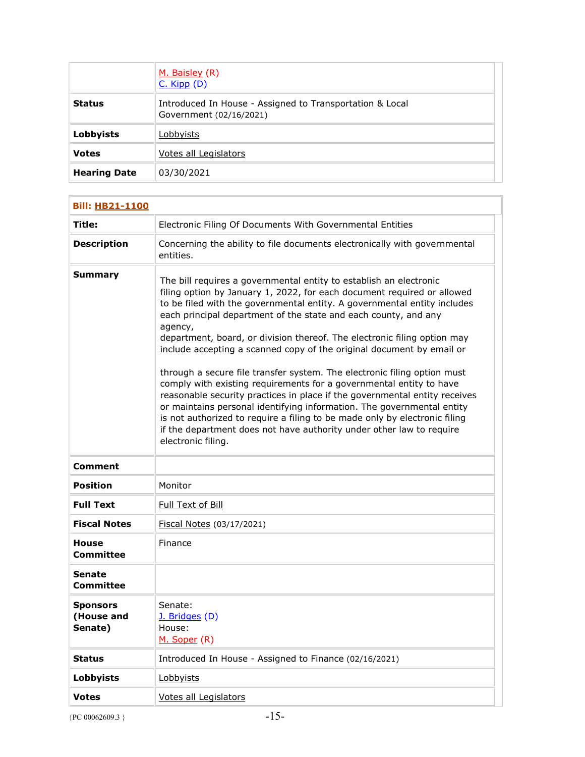| | |
|---|---|
| | M. Baisley (R)<br>C. Kipp (D) |
| **Status** | Introduced In House - Assigned to Transportation & Local Government (02/16/2021) |
| **Lobbyists** | Lobbyists |
| **Votes** | Votes all Legislators |
| **Hearing Date** | 03/30/2021 |

| **Bill: HB21-1100** | |
|---|---|
| **Title:** | Electronic Filing Of Documents With Governmental Entities |
| **Description** | Concerning the ability to file documents electronically with governmental entities. |
| **Summary** | The bill requires a governmental entity to establish an electronic filing option by January 1, 2022, for each document required or allowed to be filed with the governmental entity. A governmental entity includes each principal department of the state and each county, and any agency, department, board, or division thereof. The electronic filing option may include accepting a scanned copy of the original document by email or through a secure file transfer system. The electronic filing option must comply with existing requirements for a governmental entity to have reasonable security practices in place if the governmental entity receives or maintains personal identifying information. The governmental entity is not authorized to require a filing to be made only by electronic filing if the department does not have authority under other law to require electronic filing. |
| **Comment** | |
| **Position** | Monitor |
| **Full Text** | Full Text of Bill |
| **Fiscal Notes** | Fiscal Notes (03/17/2021) |
| **House Committee** | Finance |
| **Senate Committee** | |
| **Sponsors (House and Senate)** | Senate:<br>J. Bridges (D)<br>House:<br>M. Soper (R) |
| **Status** | Introduced In House - Assigned to Finance (02/16/2021) |
| **Lobbyists** | Lobbyists |
| **Votes** | Votes all Legislators |

{PC 00062609.3 }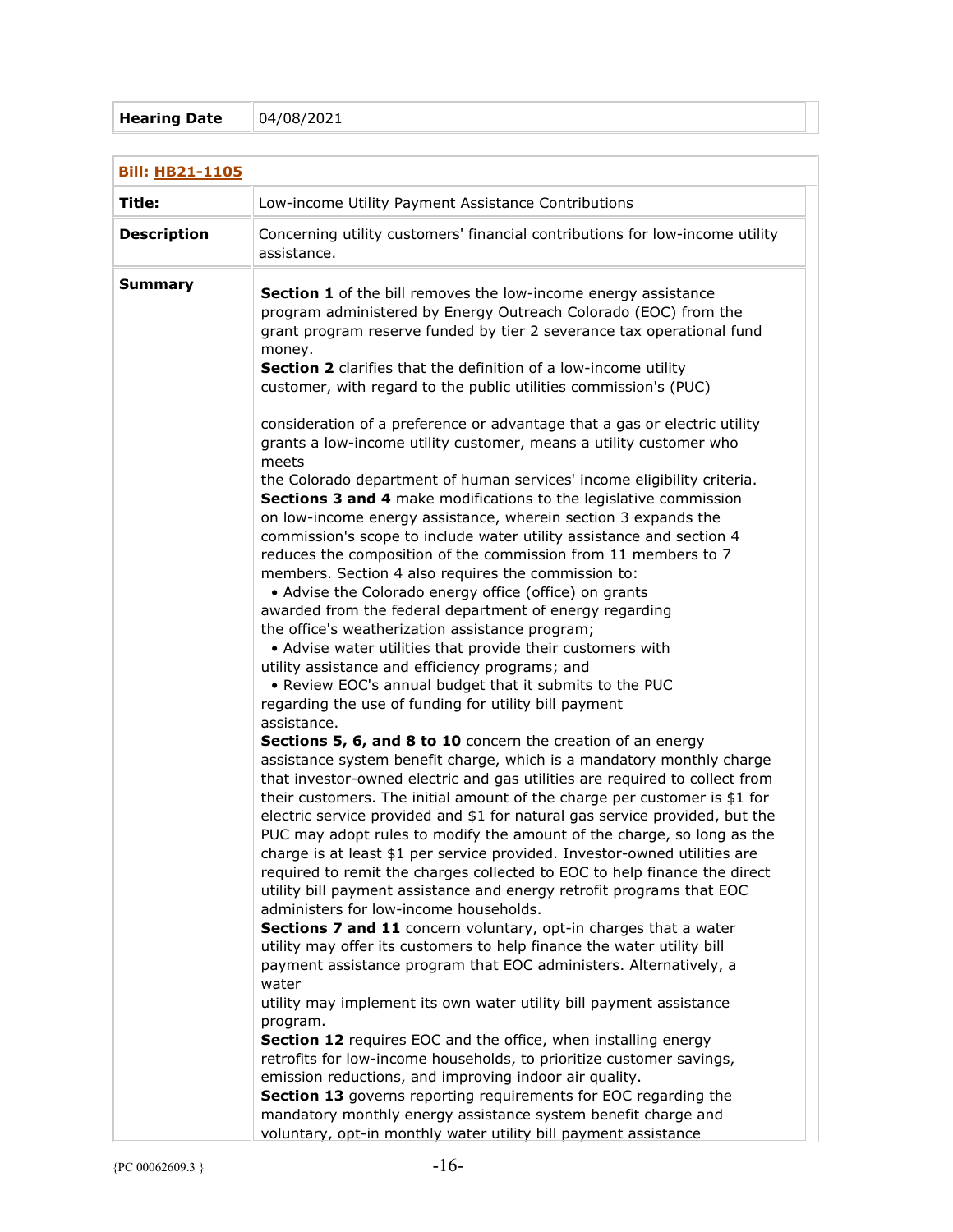| Hearing Date | 04/08/2021 |
|---|---|

| Bill: HB21-1105 | |
|---|---|
| **Title:** | Low-income Utility Payment Assistance Contributions |
| **Description** | Concerning utility customers' financial contributions for low-income utility assistance. |
| **Summary** | **Section 1** of the bill removes the low-income energy assistance program administered by Energy Outreach Colorado (EOC) from the grant program reserve funded by tier 2 severance tax operational fund money.<br>**Section 2** clarifies that the definition of a low-income utility customer, with regard to the public utilities commission's (PUC) consideration of a preference or advantage that a gas or electric utility grants a low-income utility customer, means a utility customer who meets the Colorado department of human services' income eligibility criteria.<br>**Sections 3 and 4** make modifications to the legislative commission on low-income energy assistance, wherein section 3 expands the commission's scope to include water utility assistance and section 4 reduces the composition of the commission from 11 members to 7 members. Section 4 also requires the commission to:<br>• Advise the Colorado energy office (office) on grants awarded from the federal department of energy regarding the office's weatherization assistance program;<br>• Advise water utilities that provide their customers with utility assistance and efficiency programs; and<br>• Review EOC's annual budget that it submits to the PUC regarding the use of funding for utility bill payment assistance.<br>**Sections 5, 6, and 8 to 10** concern the creation of an energy assistance system benefit charge, which is a mandatory monthly charge that investor-owned electric and gas utilities are required to collect from their customers. The initial amount of the charge per customer is $1 for electric service provided and $1 for natural gas service provided, but the PUC may adopt rules to modify the amount of the charge, so long as the charge is at least $1 per service provided. Investor-owned utilities are required to remit the charges collected to EOC to help finance the direct utility bill payment assistance and energy retrofit programs that EOC administers for low-income households.<br>**Sections 7 and 11** concern voluntary, opt-in charges that a water utility may offer its customers to help finance the water utility bill payment assistance program that EOC administers. Alternatively, a water utility may implement its own water utility bill payment assistance program.<br>**Section 12** requires EOC and the office, when installing energy retrofits for low-income households, to prioritize customer savings, emission reductions, and improving indoor air quality.<br>**Section 13** governs reporting requirements for EOC regarding the mandatory monthly energy assistance system benefit charge and voluntary, opt-in monthly water utility bill payment assistance |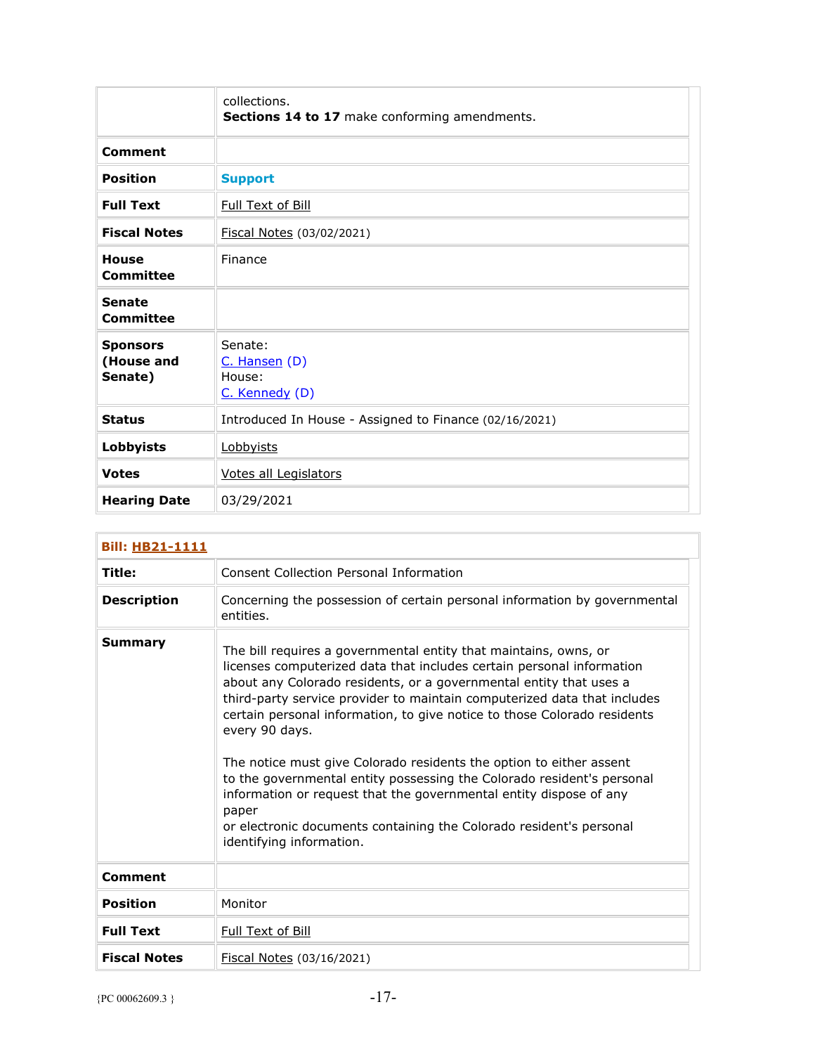| | |
|---|---|
| | collections.<br>**Sections 14 to 17** make conforming amendments. |
| **Comment** | |
| **Position** | **Support** |
| **Full Text** | Full Text of Bill |
| **Fiscal Notes** | Fiscal Notes (03/02/2021) |
| **House Committee** | Finance |
| **Senate Committee** | |
| **Sponsors (House and Senate)** | Senate:<br>C. Hansen (D)<br>House:<br>C. Kennedy (D) |
| **Status** | Introduced In House - Assigned to Finance (02/16/2021) |
| **Lobbyists** | Lobbyists |
| **Votes** | Votes all Legislators |
| **Hearing Date** | 03/29/2021 |

| **Bill: HB21-1111** | |
|---|---|
| **Title:** | Consent Collection Personal Information |
| **Description** | Concerning the possession of certain personal information by governmental entities. |
| **Summary** | The bill requires a governmental entity that maintains, owns, or licenses computerized data that includes certain personal information about any Colorado residents, or a governmental entity that uses a third-party service provider to maintain computerized data that includes certain personal information, to give notice to those Colorado residents every 90 days.<br><br>The notice must give Colorado residents the option to either assent to the governmental entity possessing the Colorado resident's personal information or request that the governmental entity dispose of any paper or electronic documents containing the Colorado resident's personal identifying information. |
| **Comment** | |
| **Position** | Monitor |
| **Full Text** | Full Text of Bill |
| **Fiscal Notes** | Fiscal Notes (03/16/2021) |

{PC 00062609.3 }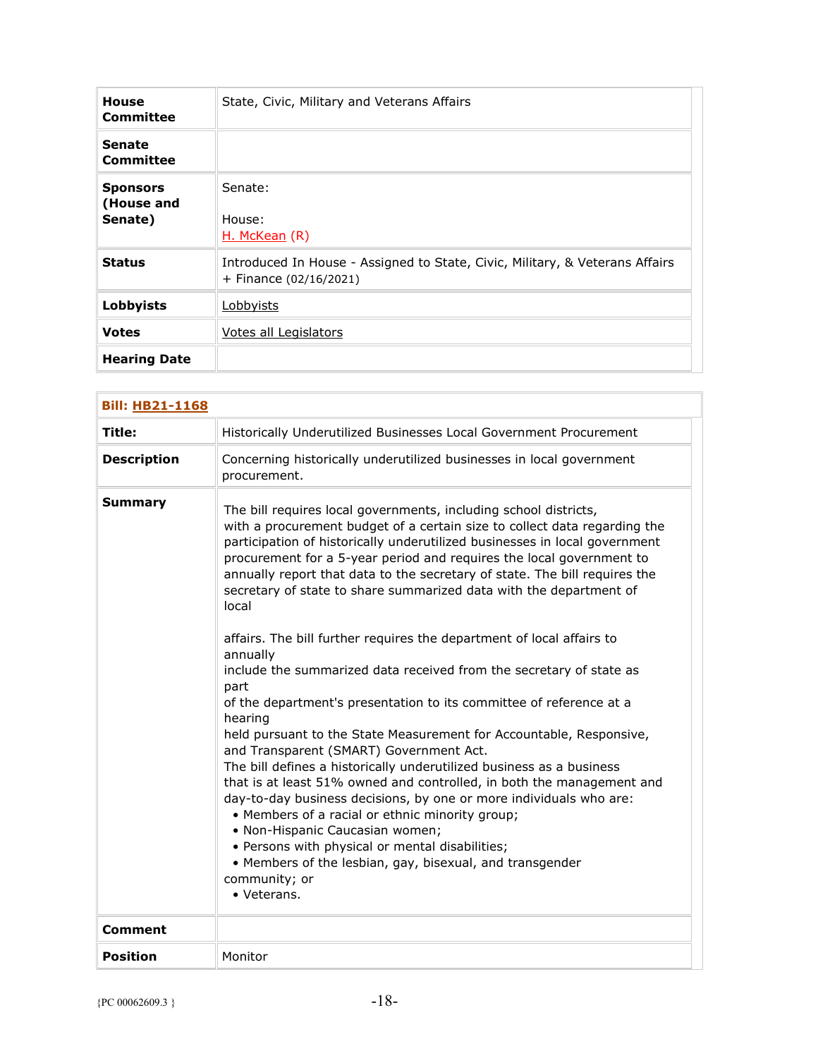| House Committee | State, Civic, Military and Veterans Affairs |
|---|---|
| Senate Committee | |
| Sponsors (House and Senate) | Senate:<br><br>House:<br>H. McKean (R) |
| Status | Introduced In House - Assigned to State, Civic, Military, & Veterans Affairs + Finance (02/16/2021) |
| Lobbyists | Lobbyists |
| Votes | Votes all Legislators |
| Hearing Date | |

| Bill: HB21-1168 | |
|---|---|
| Title: | Historically Underutilized Businesses Local Government Procurement |
| Description | Concerning historically underutilized businesses in local government procurement. |
| Summary | The bill requires local governments, including school districts, with a procurement budget of a certain size to collect data regarding the participation of historically underutilized businesses in local government procurement for a 5-year period and requires the local government to annually report that data to the secretary of state. The bill requires the secretary of state to share summarized data with the department of local<br><br>affairs. The bill further requires the department of local affairs to annually include the summarized data received from the secretary of state as part of the department's presentation to its committee of reference at a hearing held pursuant to the State Measurement for Accountable, Responsive, and Transparent (SMART) Government Act.<br>The bill defines a historically underutilized business as a business that is at least 51% owned and controlled, in both the management and day-to-day business decisions, by one or more individuals who are:<br>• Members of a racial or ethnic minority group;<br>• Non-Hispanic Caucasian women;<br>• Persons with physical or mental disabilities;<br>• Members of the lesbian, gay, bisexual, and transgender community; or<br>• Veterans. |
| Comment | |
| Position | Monitor |

{PC 00062609.3 }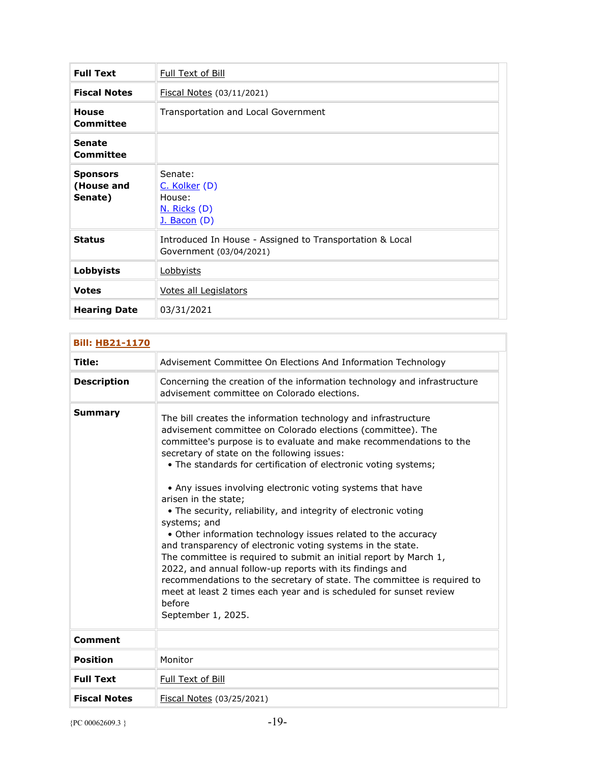| | |
|---|---|
| **Full Text** | Full Text of Bill |
| **Fiscal Notes** | Fiscal Notes (03/11/2021) |
| **House Committee** | Transportation and Local Government |
| **Senate Committee** | |
| **Sponsors (House and Senate)** | Senate:<br>C. Kolker (D)<br>House:<br>N. Ricks (D)<br>J. Bacon (D) |
| **Status** | Introduced In House - Assigned to Transportation & Local Government (03/04/2021) |
| **Lobbyists** | Lobbyists |
| **Votes** | Votes all Legislators |
| **Hearing Date** | 03/31/2021 |

| **Bill: HB21-1170** | |
|---|---|
| **Title:** | Advisement Committee On Elections And Information Technology |
| **Description** | Concerning the creation of the information technology and infrastructure advisement committee on Colorado elections. |
| **Summary** | The bill creates the information technology and infrastructure advisement committee on Colorado elections (committee). The committee's purpose is to evaluate and make recommendations to the secretary of state on the following issues:<br>• The standards for certification of electronic voting systems;<br>• Any issues involving electronic voting systems that have arisen in the state;<br>• The security, reliability, and integrity of electronic voting systems; and<br>• Other information technology issues related to the accuracy and transparency of electronic voting systems in the state.<br>The committee is required to submit an initial report by March 1, 2022, and annual follow-up reports with its findings and recommendations to the secretary of state. The committee is required to meet at least 2 times each year and is scheduled for sunset review before September 1, 2025. |
| **Comment** | |
| **Position** | Monitor |
| **Full Text** | Full Text of Bill |
| **Fiscal Notes** | Fiscal Notes (03/25/2021) |

{PC 00062609.3 }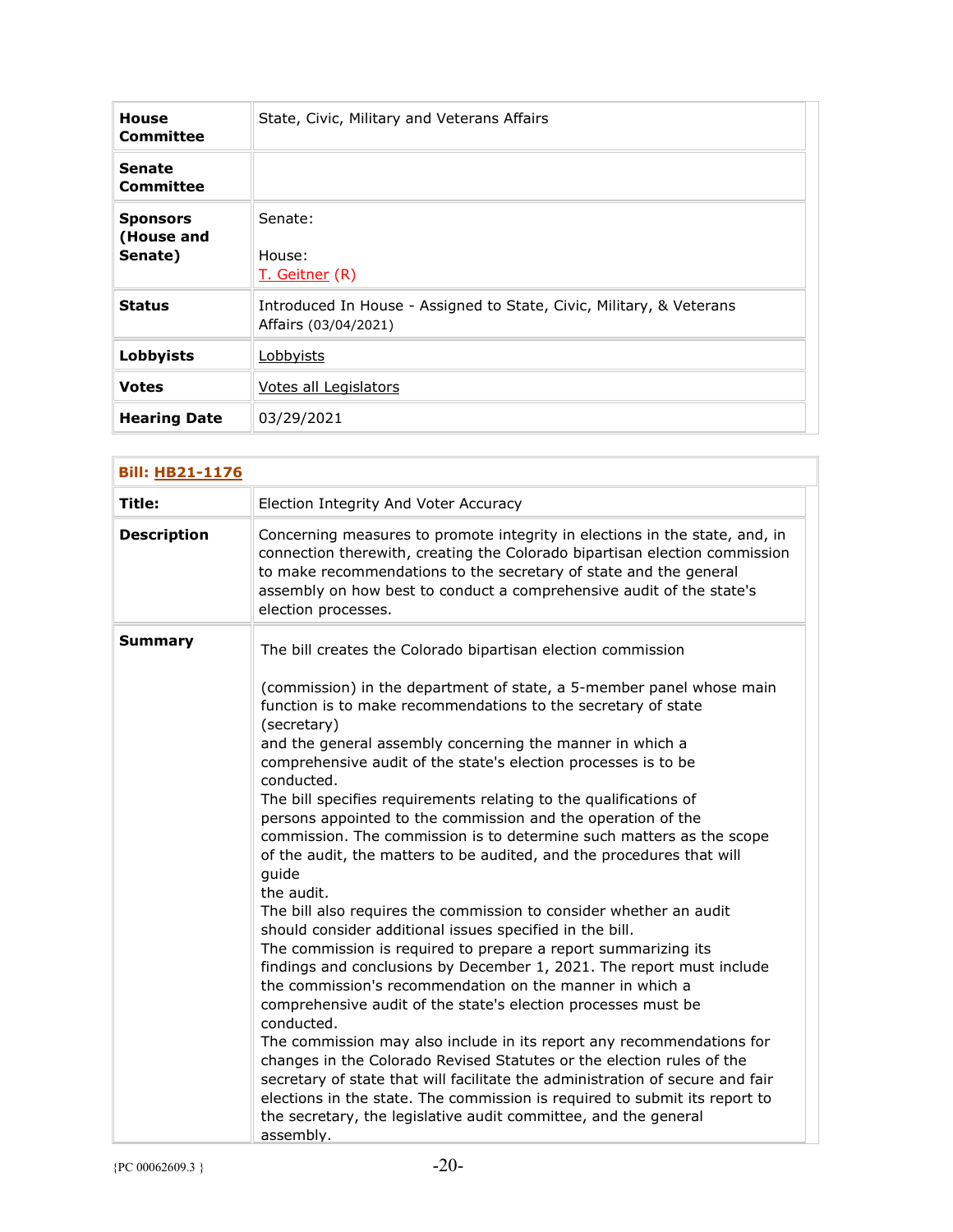| | |
|---|---|
| **House Committee** | State, Civic, Military and Veterans Affairs |
| **Senate Committee** | |
| **Sponsors (House and Senate)** | Senate:<br><br>House:<br>T. Geitner (R) |
| **Status** | Introduced In House - Assigned to State, Civic, Military, & Veterans Affairs (03/04/2021) |
| **Lobbyists** | Lobbyists |
| **Votes** | Votes all Legislators |
| **Hearing Date** | 03/29/2021 |

| **Bill: HB21-1176** | |
|---|---|
| **Title:** | Election Integrity And Voter Accuracy |
| **Description** | Concerning measures to promote integrity in elections in the state, and, in connection therewith, creating the Colorado bipartisan election commission to make recommendations to the secretary of state and the general assembly on how best to conduct a comprehensive audit of the state's election processes. |
| **Summary** | The bill creates the Colorado bipartisan election commission<br><br>(commission) in the department of state, a 5-member panel whose main function is to make recommendations to the secretary of state (secretary) and the general assembly concerning the manner in which a comprehensive audit of the state's election processes is to be conducted.<br>The bill specifies requirements relating to the qualifications of persons appointed to the commission and the operation of the commission. The commission is to determine such matters as the scope of the audit, the matters to be audited, and the procedures that will guide the audit.<br>The bill also requires the commission to consider whether an audit should consider additional issues specified in the bill.<br>The commission is required to prepare a report summarizing its findings and conclusions by December 1, 2021. The report must include the commission's recommendation on the manner in which a comprehensive audit of the state's election processes must be conducted.<br>The commission may also include in its report any recommendations for changes in the Colorado Revised Statutes or the election rules of the secretary of state that will facilitate the administration of secure and fair elections in the state. The commission is required to submit its report to the secretary, the legislative audit committee, and the general assembly. |

{PC 00062609.3 }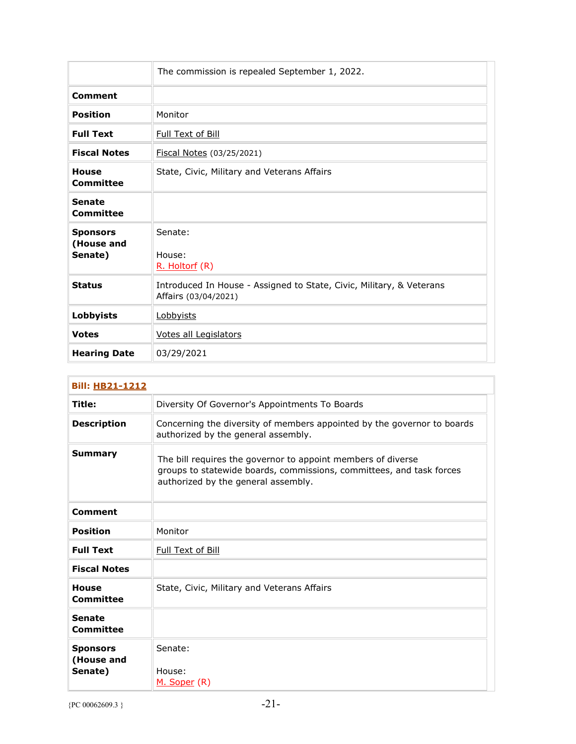| | |
|---|---|
| | The commission is repealed September 1, 2022. |
| **Comment** | |
| **Position** | Monitor |
| **Full Text** | Full Text of Bill |
| **Fiscal Notes** | Fiscal Notes (03/25/2021) |
| **House Committee** | State, Civic, Military and Veterans Affairs |
| **Senate Committee** | |
| **Sponsors (House and Senate)** | Senate:<br><br>House:<br>R. Holtorf (R) |
| **Status** | Introduced In House - Assigned to State, Civic, Military, & Veterans Affairs (03/04/2021) |
| **Lobbyists** | Lobbyists |
| **Votes** | Votes all Legislators |
| **Hearing Date** | 03/29/2021 |

| **Bill: HB21-1212** | |
|---|---|
| **Title:** | Diversity Of Governor's Appointments To Boards |
| **Description** | Concerning the diversity of members appointed by the governor to boards authorized by the general assembly. |
| **Summary** | The bill requires the governor to appoint members of diverse groups to statewide boards, commissions, committees, and task forces authorized by the general assembly. |
| **Comment** | |
| **Position** | Monitor |
| **Full Text** | Full Text of Bill |
| **Fiscal Notes** | |
| **House Committee** | State, Civic, Military and Veterans Affairs |
| **Senate Committee** | |
| **Sponsors (House and Senate)** | Senate:<br><br>House:<br>M. Soper (R) |

{PC 00062609.3 }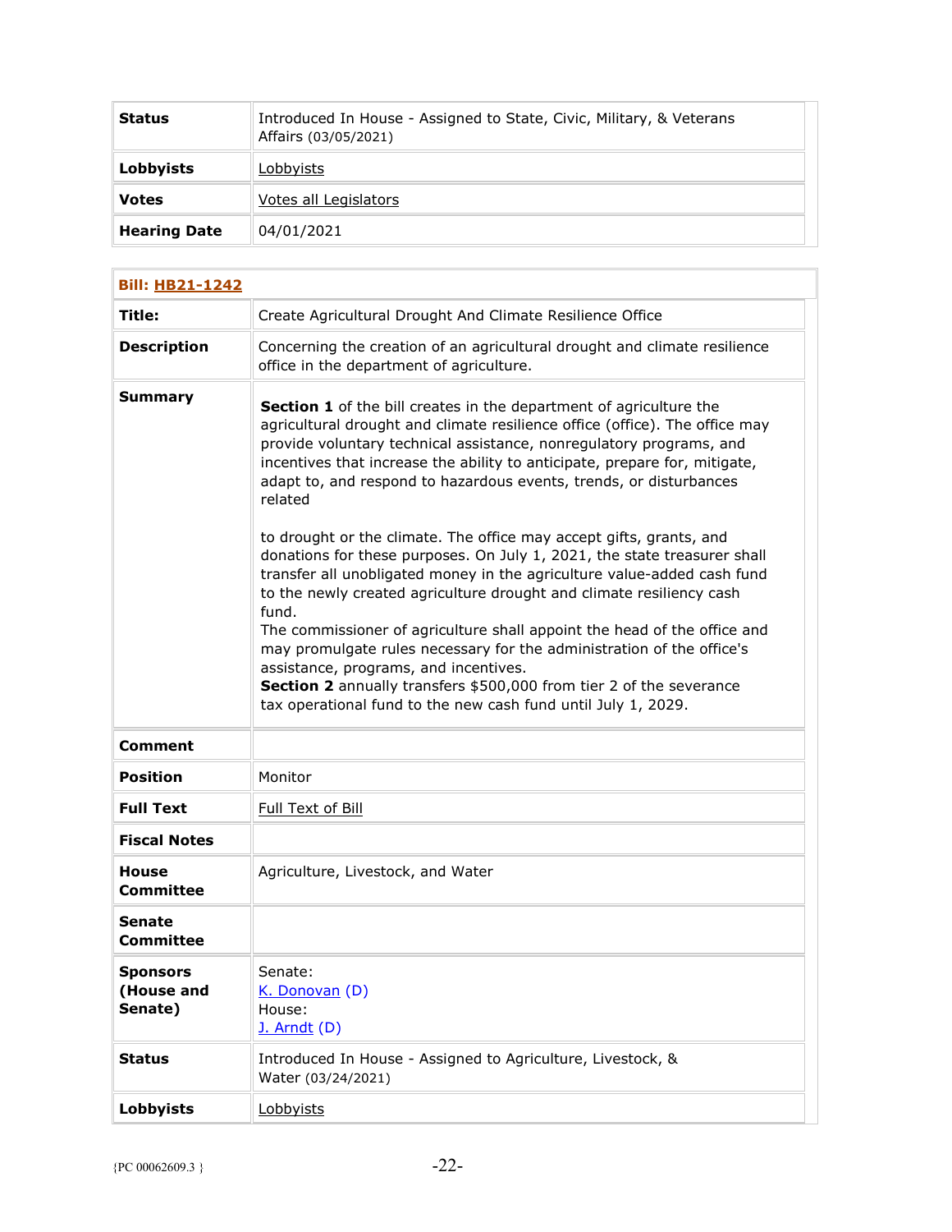| | |
|---|---|
| **Status** | Introduced In House - Assigned to State, Civic, Military, & Veterans Affairs (03/05/2021) |
| **Lobbyists** | Lobbyists |
| **Votes** | Votes all Legislators |
| **Hearing Date** | 04/01/2021 |

| **Bill: HB21-1242** | |
|---|---|
| **Title:** | Create Agricultural Drought And Climate Resilience Office |
| **Description** | Concerning the creation of an agricultural drought and climate resilience office in the department of agriculture. |
| **Summary** | **Section 1** of the bill creates in the department of agriculture the agricultural drought and climate resilience office (office). The office may provide voluntary technical assistance, nonregulatory programs, and incentives that increase the ability to anticipate, prepare for, mitigate, adapt to, and respond to hazardous events, trends, or disturbances related to drought or the climate. The office may accept gifts, grants, and donations for these purposes. On July 1, 2021, the state treasurer shall transfer all unobligated money in the agriculture value-added cash fund to the newly created agriculture drought and climate resiliency cash fund. The commissioner of agriculture shall appoint the head of the office and may promulgate rules necessary for the administration of the office's assistance, programs, and incentives. **Section 2** annually transfers $500,000 from tier 2 of the severance tax operational fund to the new cash fund until July 1, 2029. |
| **Comment** | |
| **Position** | Monitor |
| **Full Text** | Full Text of Bill |
| **Fiscal Notes** | |
| **House Committee** | Agriculture, Livestock, and Water |
| **Senate Committee** | |
| **Sponsors (House and Senate)** | Senate: K. Donovan (D) House: J. Arndt (D) |
| **Status** | Introduced In House - Assigned to Agriculture, Livestock, & Water (03/24/2021) |
| **Lobbyists** | Lobbyists |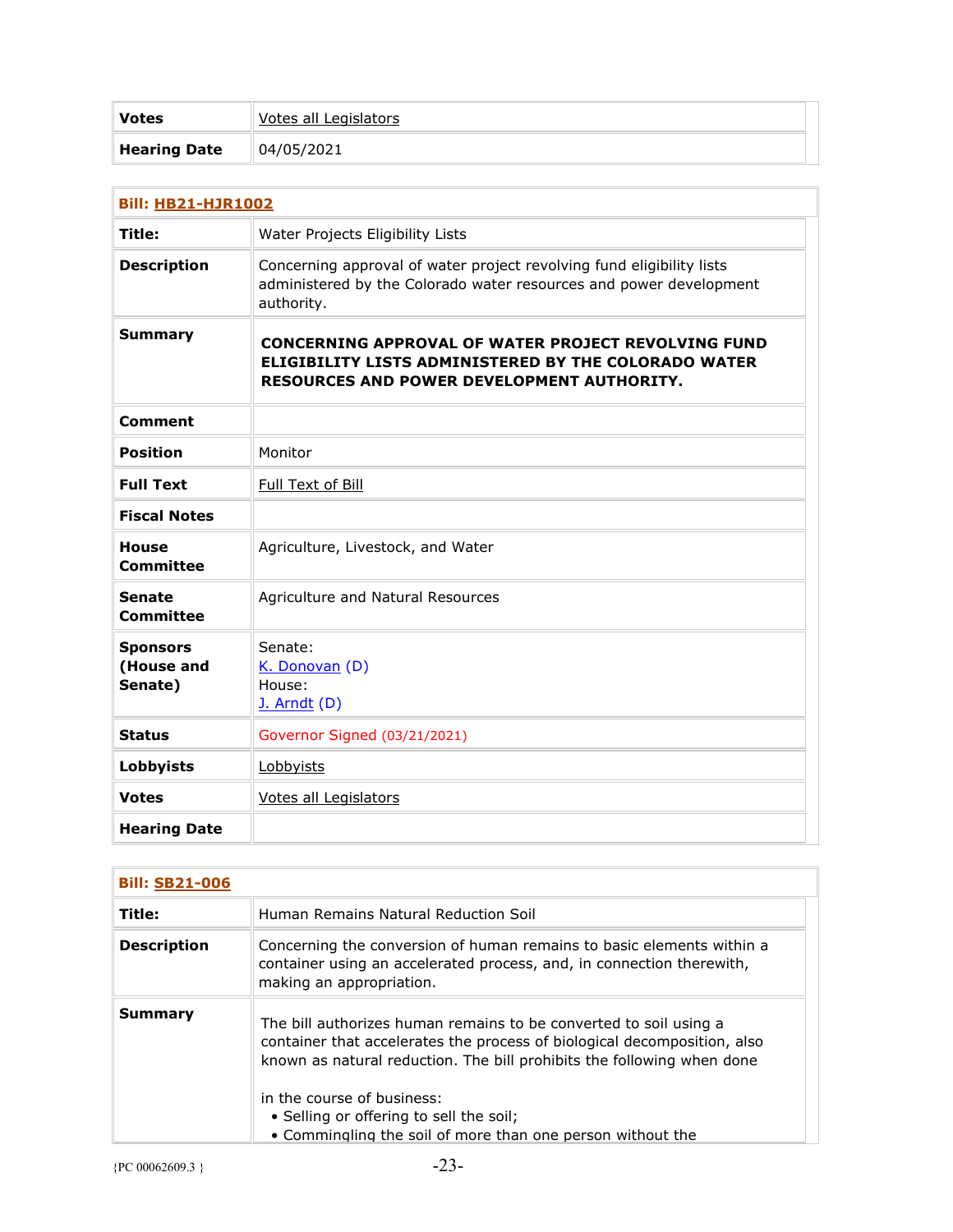| Votes | Votes all Legislators |
|---|---|
| Hearing Date | 04/05/2021 |

| Bill: HB21-HJR1002 | |
|---|---|
| Title: | Water Projects Eligibility Lists |
| Description | Concerning approval of water project revolving fund eligibility lists administered by the Colorado water resources and power development authority. |
| Summary | **CONCERNING APPROVAL OF WATER PROJECT REVOLVING FUND ELIGIBILITY LISTS ADMINISTERED BY THE COLORADO WATER RESOURCES AND POWER DEVELOPMENT AUTHORITY.** |
| Comment | |
| Position | Monitor |
| Full Text | Full Text of Bill |
| Fiscal Notes | |
| House Committee | Agriculture, Livestock, and Water |
| Senate Committee | Agriculture and Natural Resources |
| Sponsors (House and Senate) | Senate: K. Donovan (D) House: J. Arndt (D) |
| Status | Governor Signed (03/21/2021) |
| Lobbyists | Lobbyists |
| Votes | Votes all Legislators |
| Hearing Date | |

| Bill: SB21-006 | |
|---|---|
| Title: | Human Remains Natural Reduction Soil |
| Description | Concerning the conversion of human remains to basic elements within a container using an accelerated process, and, in connection therewith, making an appropriation. |
| Summary | The bill authorizes human remains to be converted to soil using a container that accelerates the process of biological decomposition, also known as natural reduction. The bill prohibits the following when done in the course of business: • Selling or offering to sell the soil; • Commingling the soil of more than one person without the |

{PC 00062609.3 }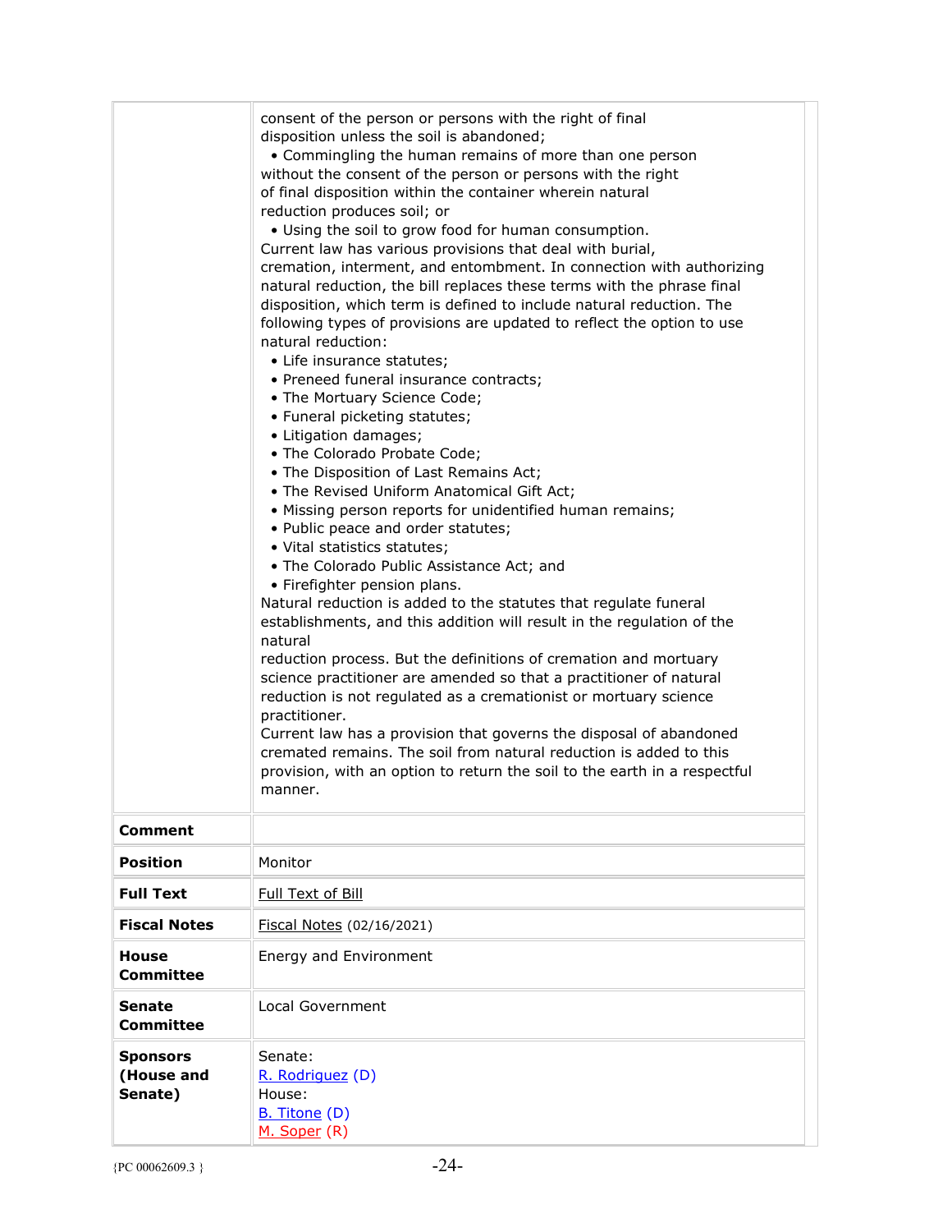| | |
|---|---|
| | consent of the person or persons with the right of final disposition unless the soil is abandoned;<br>• Commingling the human remains of more than one person without the consent of the person or persons with the right of final disposition within the container wherein natural reduction produces soil; or<br>• Using the soil to grow food for human consumption.<br>Current law has various provisions that deal with burial, cremation, interment, and entombment. In connection with authorizing natural reduction, the bill replaces these terms with the phrase final disposition, which term is defined to include natural reduction. The following types of provisions are updated to reflect the option to use natural reduction:<br>• Life insurance statutes;<br>• Preneed funeral insurance contracts;<br>• The Mortuary Science Code;<br>• Funeral picketing statutes;<br>• Litigation damages;<br>• The Colorado Probate Code;<br>• The Disposition of Last Remains Act;<br>• The Revised Uniform Anatomical Gift Act;<br>• Missing person reports for unidentified human remains;<br>• Public peace and order statutes;<br>• Vital statistics statutes;<br>• The Colorado Public Assistance Act; and<br>• Firefighter pension plans.<br>Natural reduction is added to the statutes that regulate funeral establishments, and this addition will result in the regulation of the natural reduction process. But the definitions of cremation and mortuary science practitioner are amended so that a practitioner of natural reduction is not regulated as a cremationist or mortuary science practitioner.<br>Current law has a provision that governs the disposal of abandoned cremated remains. The soil from natural reduction is added to this provision, with an option to return the soil to the earth in a respectful manner. |
| **Comment** | |
| **Position** | Monitor |
| **Full Text** | Full Text of Bill |
| **Fiscal Notes** | Fiscal Notes (02/16/2021) |
| **House Committee** | Energy and Environment |
| **Senate Committee** | Local Government |
| **Sponsors (House and Senate)** | Senate:<br>R. Rodriguez (D)<br>House:<br>B. Titone (D)<br>M. Soper (R) |

{PC 00062609.3 }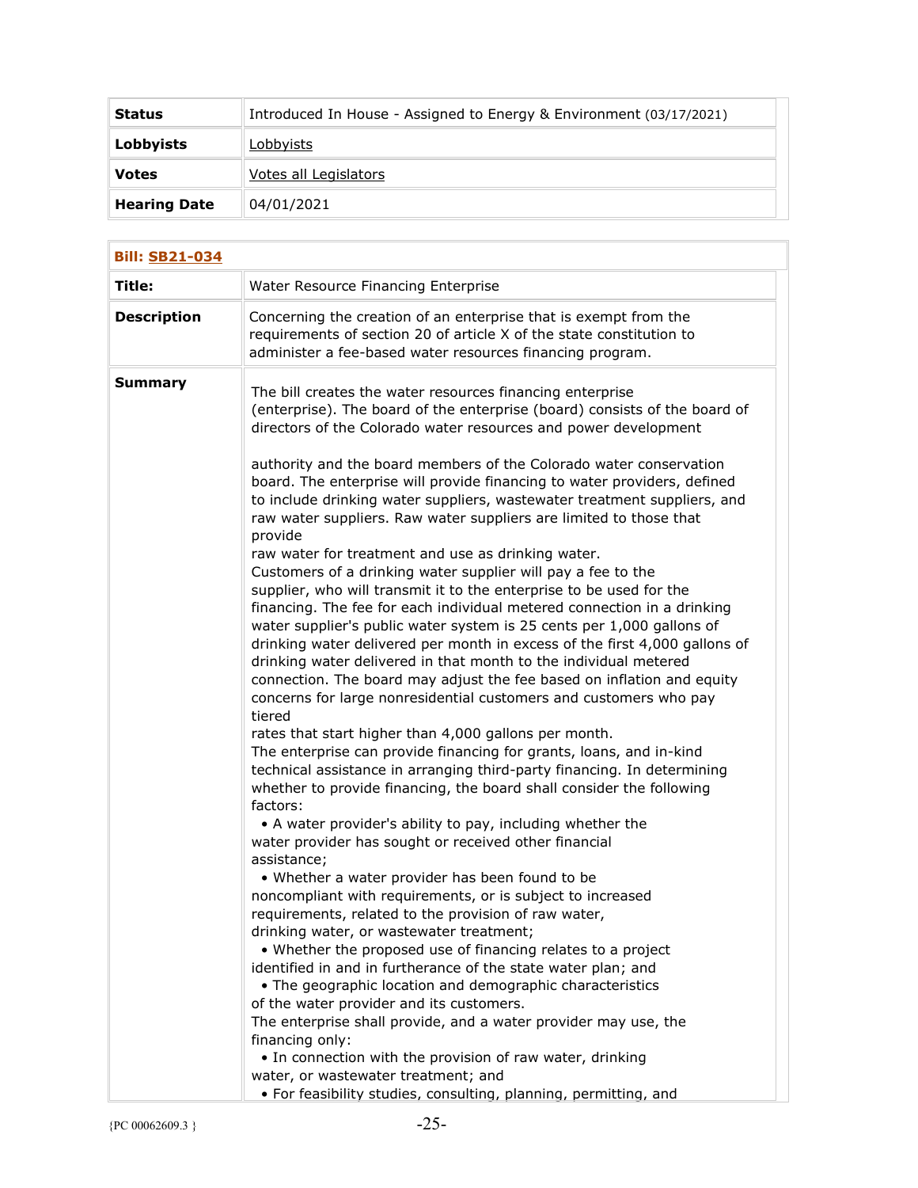| | |
|---|---|
| **Status** | Introduced In House - Assigned to Energy & Environment (03/17/2021) |
| **Lobbyists** | Lobbyists |
| **Votes** | Votes all Legislators |
| **Hearing Date** | 04/01/2021 |

| **Bill: SB21-034** | |
|---|---|
| **Title:** | Water Resource Financing Enterprise |
| **Description** | Concerning the creation of an enterprise that is exempt from the requirements of section 20 of article X of the state constitution to administer a fee-based water resources financing program. |
| **Summary** | The bill creates the water resources financing enterprise (enterprise). The board of the enterprise (board) consists of the board of directors of the Colorado water resources and power development authority and the board members of the Colorado water conservation board. The enterprise will provide financing to water providers, defined to include drinking water suppliers, wastewater treatment suppliers, and raw water suppliers. Raw water suppliers are limited to those that provide raw water for treatment and use as drinking water. Customers of a drinking water supplier will pay a fee to the supplier, who will transmit it to the enterprise to be used for the financing. The fee for each individual metered connection in a drinking water supplier's public water system is 25 cents per 1,000 gallons of drinking water delivered per month in excess of the first 4,000 gallons of drinking water delivered in that month to the individual metered connection. The board may adjust the fee based on inflation and equity concerns for large nonresidential customers and customers who pay tiered rates that start higher than 4,000 gallons per month. The enterprise can provide financing for grants, loans, and in-kind technical assistance in arranging third-party financing. In determining whether to provide financing, the board shall consider the following factors: <br>• A water provider's ability to pay, including whether the water provider has sought or received other financial assistance; <br>• Whether a water provider has been found to be noncompliant with requirements, or is subject to increased requirements, related to the provision of raw water, drinking water, or wastewater treatment; <br>• Whether the proposed use of financing relates to a project identified in and in furtherance of the state water plan; and <br>• The geographic location and demographic characteristics of the water provider and its customers. <br>The enterprise shall provide, and a water provider may use, the financing only: <br>• In connection with the provision of raw water, drinking water, or wastewater treatment; and <br>• For feasibility studies, consulting, planning, permitting, and |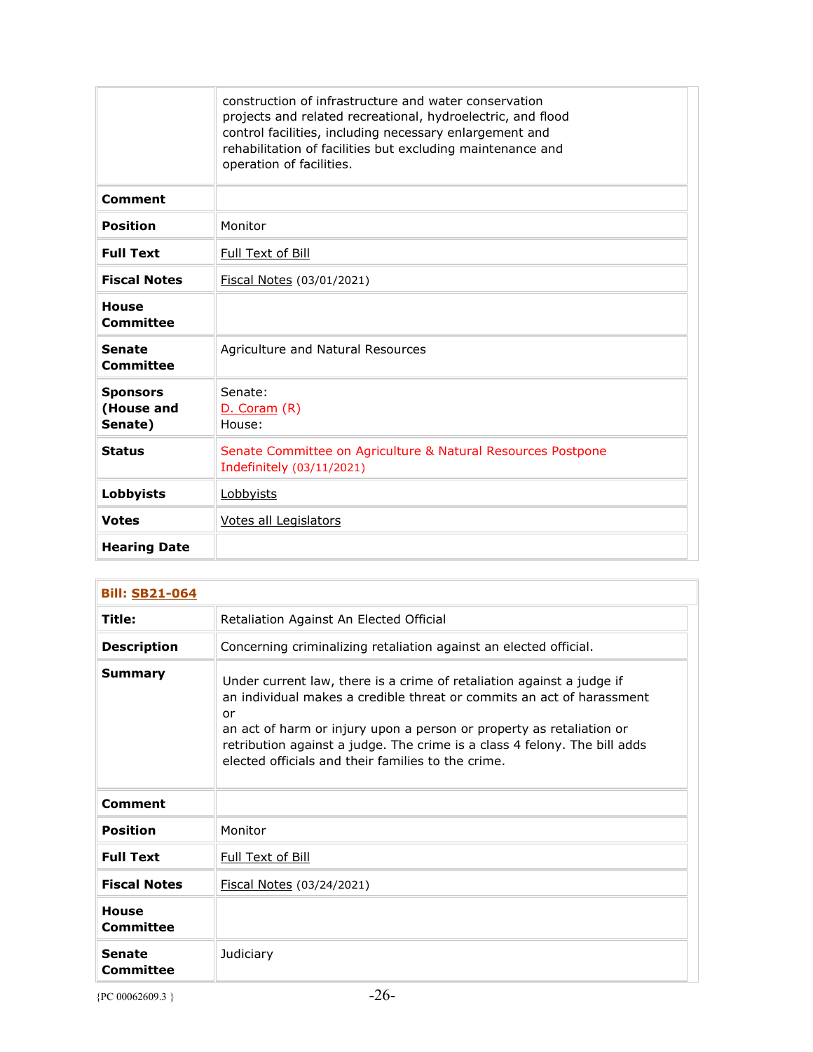| | |
|---|---|
| | construction of infrastructure and water conservation projects and related recreational, hydroelectric, and flood control facilities, including necessary enlargement and rehabilitation of facilities but excluding maintenance and operation of facilities. |
| **Comment** | |
| **Position** | Monitor |
| **Full Text** | Full Text of Bill |
| **Fiscal Notes** | Fiscal Notes (03/01/2021) |
| **House Committee** | |
| **Senate Committee** | Agriculture and Natural Resources |
| **Sponsors (House and Senate)** | Senate: D. Coram (R) House: |
| **Status** | Senate Committee on Agriculture & Natural Resources Postpone Indefinitely (03/11/2021) |
| **Lobbyists** | Lobbyists |
| **Votes** | Votes all Legislators |
| **Hearing Date** | |

| **Bill: SB21-064** | |
|---|---|
| **Title:** | Retaliation Against An Elected Official |
| **Description** | Concerning criminalizing retaliation against an elected official. |
| **Summary** | Under current law, there is a crime of retaliation against a judge if an individual makes a credible threat or commits an act of harassment or an act of harm or injury upon a person or property as retaliation or retribution against a judge. The crime is a class 4 felony. The bill adds elected officials and their families to the crime. |
| **Comment** | |
| **Position** | Monitor |
| **Full Text** | Full Text of Bill |
| **Fiscal Notes** | Fiscal Notes (03/24/2021) |
| **House Committee** | |
| **Senate Committee** | Judiciary |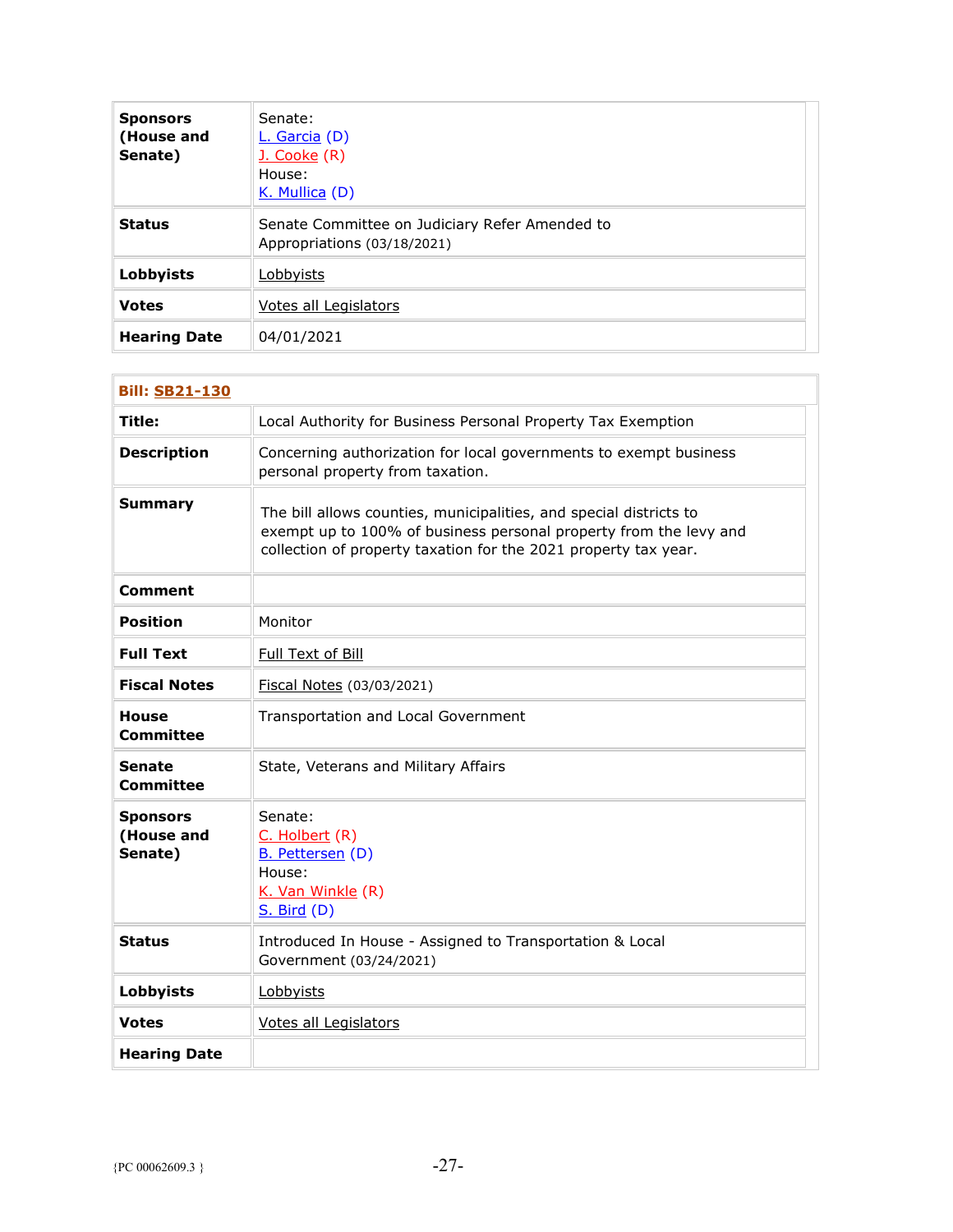| | |
|---|---|
| **Sponsors (House and Senate)** | Senate:<br>L. Garcia (D)<br>J. Cooke (R)<br>House:<br>K. Mullica (D) |
| **Status** | Senate Committee on Judiciary Refer Amended to Appropriations (03/18/2021) |
| **Lobbyists** | Lobbyists |
| **Votes** | Votes all Legislators |
| **Hearing Date** | 04/01/2021 |

| **Bill: SB21-130** | |
|---|---|
| **Title:** | Local Authority for Business Personal Property Tax Exemption |
| **Description** | Concerning authorization for local governments to exempt business personal property from taxation. |
| **Summary** | The bill allows counties, municipalities, and special districts to exempt up to 100% of business personal property from the levy and collection of property taxation for the 2021 property tax year. |
| **Comment** | |
| **Position** | Monitor |
| **Full Text** | Full Text of Bill |
| **Fiscal Notes** | Fiscal Notes (03/03/2021) |
| **House Committee** | Transportation and Local Government |
| **Senate Committee** | State, Veterans and Military Affairs |
| **Sponsors (House and Senate)** | Senate:<br>C. Holbert (R)<br>B. Pettersen (D)<br>House:<br>K. Van Winkle (R)<br>S. Bird (D) |
| **Status** | Introduced In House - Assigned to Transportation & Local Government (03/24/2021) |
| **Lobbyists** | Lobbyists |
| **Votes** | Votes all Legislators |
| **Hearing Date** | |

{PC 00062609.3 }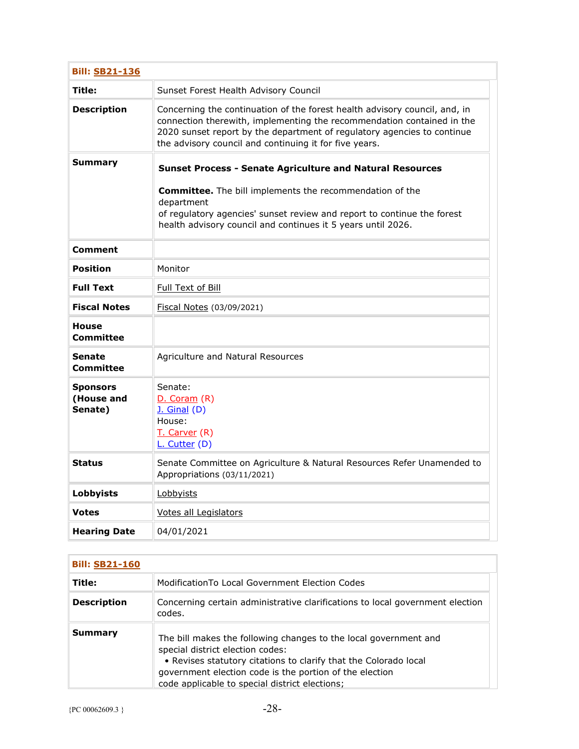| **Bill: SB21-136** | |
|---|---|
| **Title:** | Sunset Forest Health Advisory Council |
| **Description** | Concerning the continuation of the forest health advisory council, and, in connection therewith, implementing the recommendation contained in the 2020 sunset report by the department of regulatory agencies to continue the advisory council and continuing it for five years. |
| **Summary** | **Sunset Process - Senate Agriculture and Natural Resources Committee.** The bill implements the recommendation of the department of regulatory agencies' sunset review and report to continue the forest health advisory council and continues it 5 years until 2026. |
| **Comment** | |
| **Position** | Monitor |
| **Full Text** | Full Text of Bill |
| **Fiscal Notes** | Fiscal Notes (03/09/2021) |
| **House Committee** | |
| **Senate Committee** | Agriculture and Natural Resources |
| **Sponsors (House and Senate)** | Senate:<br>D. Coram (R)<br>J. Ginal (D)<br>House:<br>T. Carver (R)<br>L. Cutter (D) |
| **Status** | Senate Committee on Agriculture & Natural Resources Refer Unamended to Appropriations (03/11/2021) |
| **Lobbyists** | Lobbyists |
| **Votes** | Votes all Legislators |
| **Hearing Date** | 04/01/2021 |

| **Bill: SB21-160** | |
|---|---|
| **Title:** | ModificationTo Local Government Election Codes |
| **Description** | Concerning certain administrative clarifications to local government election codes. |
| **Summary** | The bill makes the following changes to the local government and special district election codes:<br>• Revises statutory citations to clarify that the Colorado local government election code is the portion of the election code applicable to special district elections; |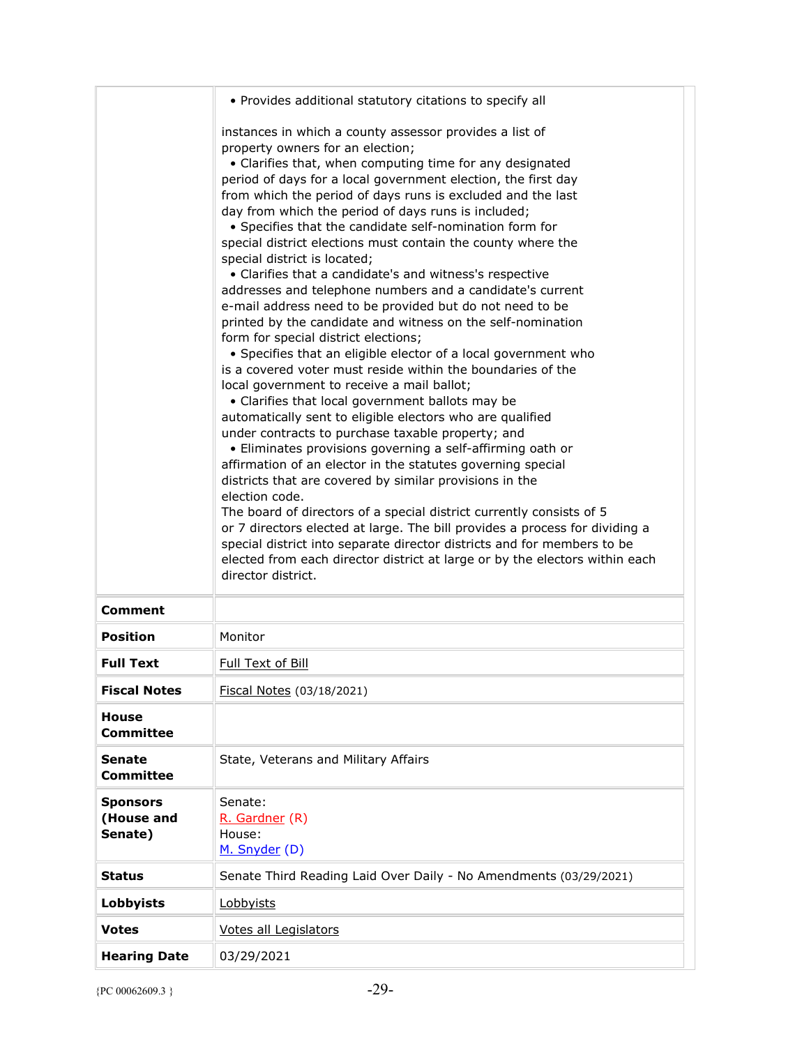| | |
|---|---|
| | • Provides additional statutory citations to specify all<br><br>instances in which a county assessor provides a list of property owners for an election;<br>• Clarifies that, when computing time for any designated period of days for a local government election, the first day from which the period of days runs is excluded and the last day from which the period of days runs is included;<br>• Specifies that the candidate self-nomination form for special district elections must contain the county where the special district is located;<br>• Clarifies that a candidate's and witness's respective addresses and telephone numbers and a candidate's current e-mail address need to be provided but do not need to be printed by the candidate and witness on the self-nomination form for special district elections;<br>• Specifies that an eligible elector of a local government who is a covered voter must reside within the boundaries of the local government to receive a mail ballot;<br>• Clarifies that local government ballots may be automatically sent to eligible electors who are qualified under contracts to purchase taxable property; and<br>• Eliminates provisions governing a self-affirming oath or affirmation of an elector in the statutes governing special districts that are covered by similar provisions in the election code.<br>The board of directors of a special district currently consists of 5 or 7 directors elected at large. The bill provides a process for dividing a special district into separate director districts and for members to be elected from each director district at large or by the electors within each director district. |
| **Comment** | |
| **Position** | Monitor |
| **Full Text** | Full Text of Bill |
| **Fiscal Notes** | Fiscal Notes (03/18/2021) |
| **House Committee** | |
| **Senate Committee** | State, Veterans and Military Affairs |
| **Sponsors (House and Senate)** | Senate:<br>R. Gardner (R)<br>House:<br>M. Snyder (D) |
| **Status** | Senate Third Reading Laid Over Daily - No Amendments (03/29/2021) |
| **Lobbyists** | Lobbyists |
| **Votes** | Votes all Legislators |
| **Hearing Date** | 03/29/2021 |

{PC 00062609.3 }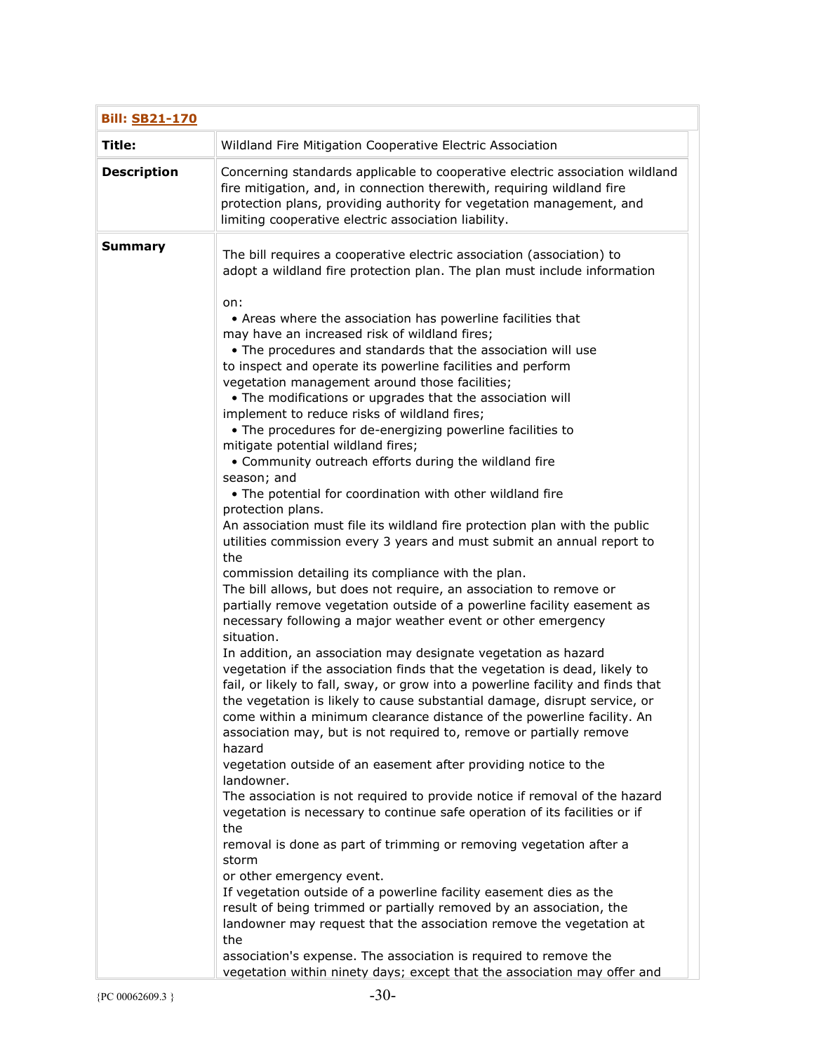| **Bill: SB21-170** | |
|---|---|
| **Title:** | Wildland Fire Mitigation Cooperative Electric Association |
| **Description** | Concerning standards applicable to cooperative electric association wildland fire mitigation, and, in connection therewith, requiring wildland fire protection plans, providing authority for vegetation management, and limiting cooperative electric association liability. |
| **Summary** | The bill requires a cooperative electric association (association) to adopt a wildland fire protection plan. The plan must include information on:<br>• Areas where the association has powerline facilities that may have an increased risk of wildland fires;<br>• The procedures and standards that the association will use to inspect and operate its powerline facilities and perform vegetation management around those facilities;<br>• The modifications or upgrades that the association will implement to reduce risks of wildland fires;<br>• The procedures for de-energizing powerline facilities to mitigate potential wildland fires;<br>• Community outreach efforts during the wildland fire season; and<br>• The potential for coordination with other wildland fire protection plans.<br>An association must file its wildland fire protection plan with the public utilities commission every 3 years and must submit an annual report to the commission detailing its compliance with the plan.<br>The bill allows, but does not require, an association to remove or partially remove vegetation outside of a powerline facility easement as necessary following a major weather event or other emergency situation.<br>In addition, an association may designate vegetation as hazard vegetation if the association finds that the vegetation is dead, likely to fail, or likely to fall, sway, or grow into a powerline facility and finds that the vegetation is likely to cause substantial damage, disrupt service, or come within a minimum clearance distance of the powerline facility. An association may, but is not required to, remove or partially remove hazard vegetation outside of an easement after providing notice to the landowner.<br>The association is not required to provide notice if removal of the hazard vegetation is necessary to continue safe operation of its facilities or if the removal is done as part of trimming or removing vegetation after a storm or other emergency event.<br>If vegetation outside of a powerline facility easement dies as the result of being trimmed or partially removed by an association, the landowner may request that the association remove the vegetation at the association's expense. The association is required to remove the vegetation within ninety days; except that the association may offer and |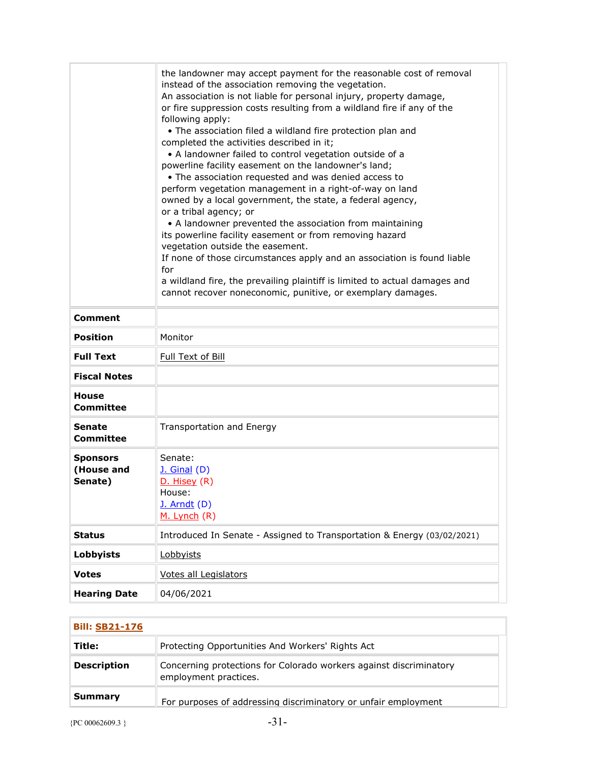| | |
|---|---|
| | the landowner may accept payment for the reasonable cost of removal instead of the association removing the vegetation.<br>An association is not liable for personal injury, property damage, or fire suppression costs resulting from a wildland fire if any of the following apply:<br>• The association filed a wildland fire protection plan and completed the activities described in it;<br>• A landowner failed to control vegetation outside of a powerline facility easement on the landowner's land;<br>• The association requested and was denied access to perform vegetation management in a right-of-way on land owned by a local government, the state, a federal agency, or a tribal agency; or<br>• A landowner prevented the association from maintaining its powerline facility easement or from removing hazard vegetation outside the easement.<br>If none of those circumstances apply and an association is found liable for<br>a wildland fire, the prevailing plaintiff is limited to actual damages and cannot recover noneconomic, punitive, or exemplary damages. |
| **Comment** | |
| **Position** | Monitor |
| **Full Text** | Full Text of Bill |
| **Fiscal Notes** | |
| **House Committee** | |
| **Senate Committee** | Transportation and Energy |
| **Sponsors (House and Senate)** | Senate:<br>J. Ginal (D)<br>D. Hisey (R)<br>House:<br>J. Arndt (D)<br>M. Lynch (R) |
| **Status** | Introduced In Senate - Assigned to Transportation & Energy (03/02/2021) |
| **Lobbyists** | Lobbyists |
| **Votes** | Votes all Legislators |
| **Hearing Date** | 04/06/2021 |

| **Bill: SB21-176** | |
|---|---|
| **Title:** | Protecting Opportunities And Workers' Rights Act |
| **Description** | Concerning protections for Colorado workers against discriminatory employment practices. |
| **Summary** | For purposes of addressing discriminatory or unfair employment |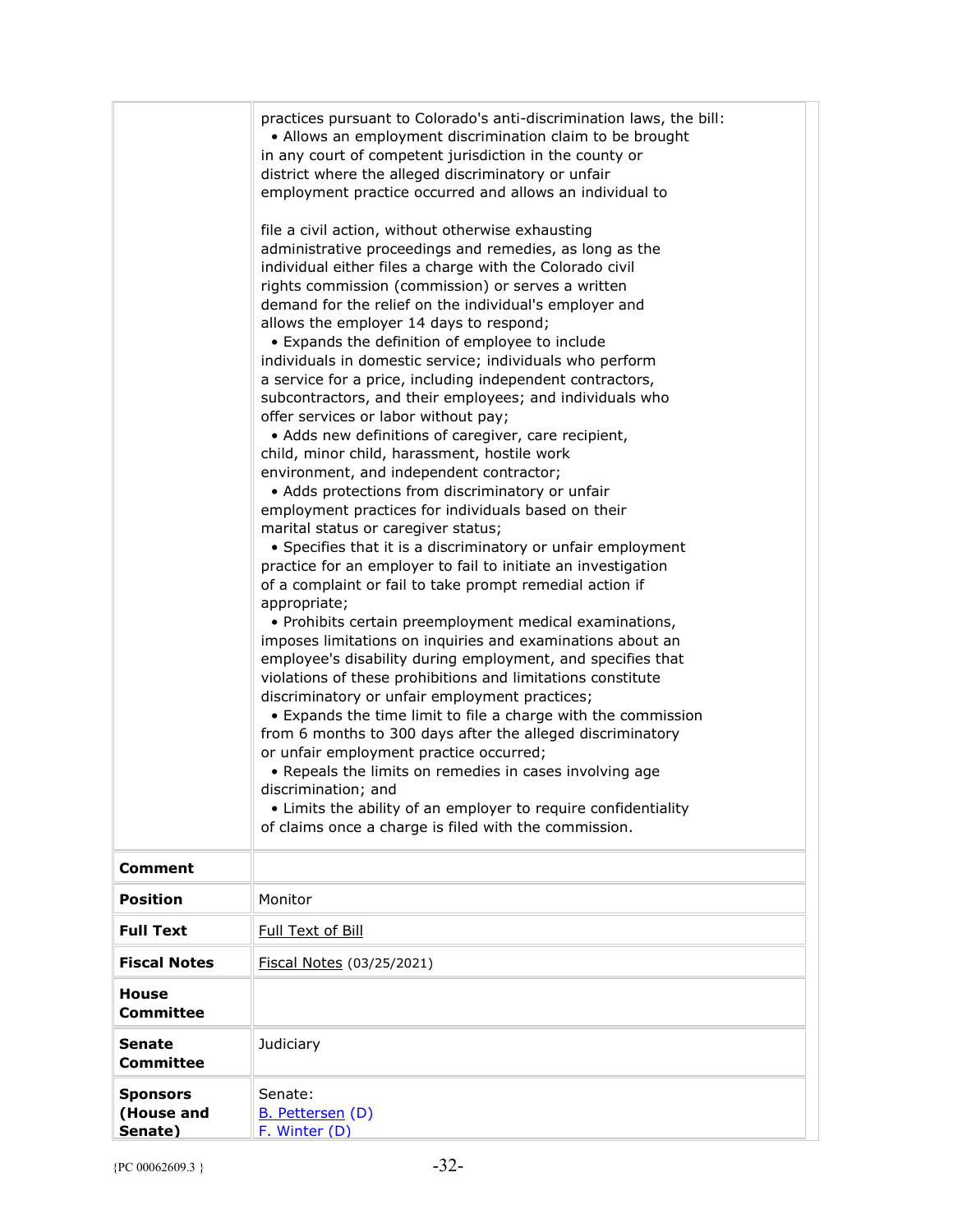| | |
|---|---|
| | practices pursuant to Colorado's anti-discrimination laws, the bill: • Allows an employment discrimination claim to be brought in any court of competent jurisdiction in the county or district where the alleged discriminatory or unfair employment practice occurred and allows an individual to file a civil action, without otherwise exhausting administrative proceedings and remedies, as long as the individual either files a charge with the Colorado civil rights commission (commission) or serves a written demand for the relief on the individual's employer and allows the employer 14 days to respond; • Expands the definition of employee to include individuals in domestic service; individuals who perform a service for a price, including independent contractors, subcontractors, and their employees; and individuals who offer services or labor without pay; • Adds new definitions of caregiver, care recipient, child, minor child, harassment, hostile work environment, and independent contractor; • Adds protections from discriminatory or unfair employment practices for individuals based on their marital status or caregiver status; • Specifies that it is a discriminatory or unfair employment practice for an employer to fail to initiate an investigation of a complaint or fail to take prompt remedial action if appropriate; • Prohibits certain preemployment medical examinations, imposes limitations on inquiries and examinations about an employee's disability during employment, and specifies that violations of these prohibitions and limitations constitute discriminatory or unfair employment practices; • Expands the time limit to file a charge with the commission from 6 months to 300 days after the alleged discriminatory or unfair employment practice occurred; • Repeals the limits on remedies in cases involving age discrimination; and • Limits the ability of an employer to require confidentiality of claims once a charge is filed with the commission. |
| **Comment** | |
| **Position** | Monitor |
| **Full Text** | Full Text of Bill |
| **Fiscal Notes** | Fiscal Notes (03/25/2021) |
| **House Committee** | |
| **Senate Committee** | Judiciary |
| **Sponsors (House and Senate)** | Senate: B. Pettersen (D) F. Winter (D) |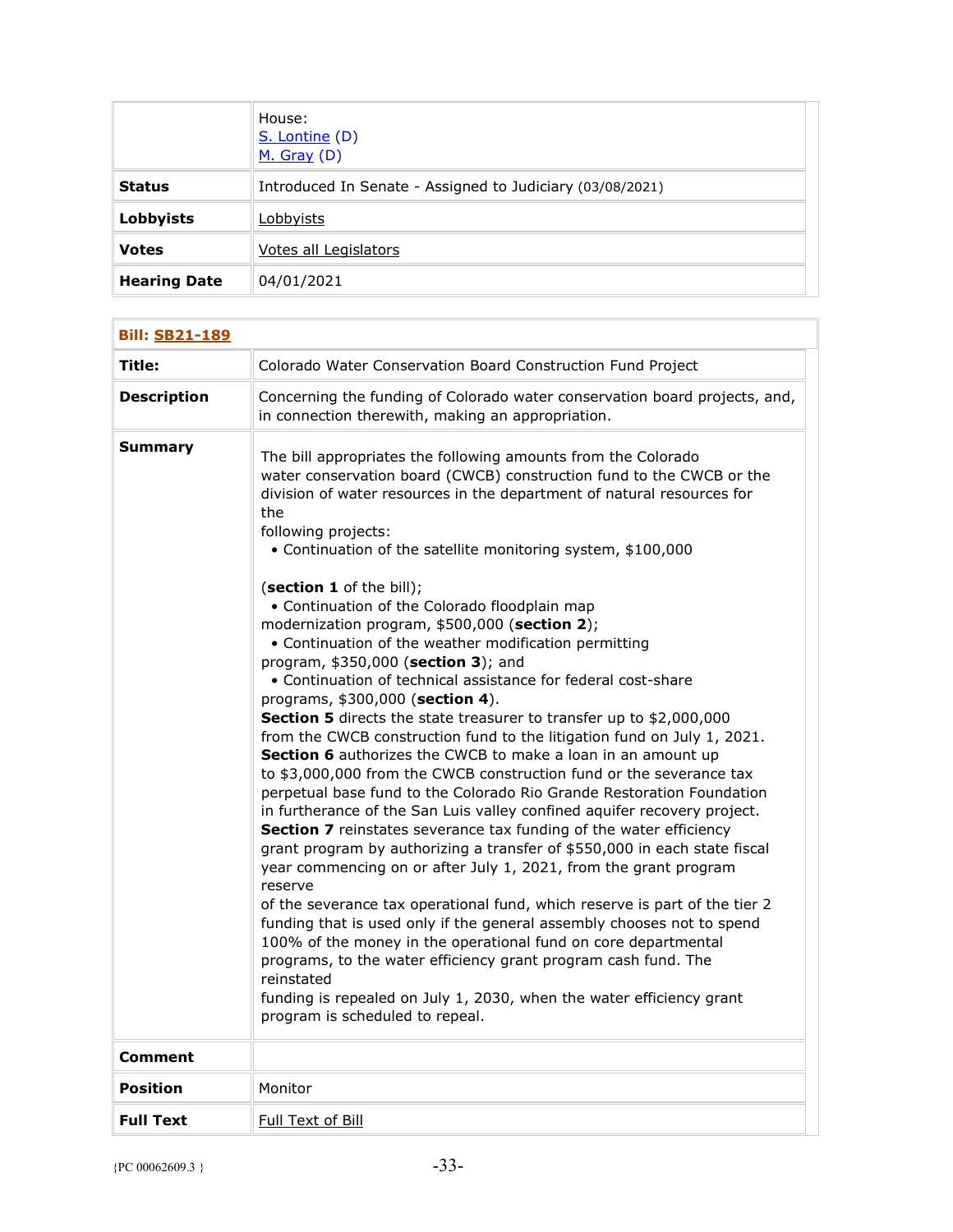| | |
|---|---|
| | House:<br>S. Lontine (D)<br>M. Gray (D) |
| **Status** | Introduced In Senate - Assigned to Judiciary (03/08/2021) |
| **Lobbyists** | Lobbyists |
| **Votes** | Votes all Legislators |
| **Hearing Date** | 04/01/2021 |

| **Bill: SB21-189** | |
|---|---|
| **Title:** | Colorado Water Conservation Board Construction Fund Project |
| **Description** | Concerning the funding of Colorado water conservation board projects, and, in connection therewith, making an appropriation. |
| **Summary** | The bill appropriates the following amounts from the Colorado water conservation board (CWCB) construction fund to the CWCB or the division of water resources in the department of natural resources for the following projects:<br>• Continuation of the satellite monitoring system, $100,000 (**section 1** of the bill);<br>• Continuation of the Colorado floodplain map modernization program, $500,000 (**section 2**);<br>• Continuation of the weather modification permitting program, $350,000 (**section 3**); and<br>• Continuation of technical assistance for federal cost-share programs, $300,000 (**section 4**).<br>**Section 5** directs the state treasurer to transfer up to $2,000,000 from the CWCB construction fund to the litigation fund on July 1, 2021.<br>**Section 6** authorizes the CWCB to make a loan in an amount up to $3,000,000 from the CWCB construction fund or the severance tax perpetual base fund to the Colorado Rio Grande Restoration Foundation in furtherance of the San Luis valley confined aquifer recovery project.<br>**Section 7** reinstates severance tax funding of the water efficiency grant program by authorizing a transfer of $550,000 in each state fiscal year commencing on or after July 1, 2021, from the grant program reserve of the severance tax operational fund, which reserve is part of the tier 2 funding that is used only if the general assembly chooses not to spend 100% of the money in the operational fund on core departmental programs, to the water efficiency grant program cash fund. The reinstated funding is repealed on July 1, 2030, when the water efficiency grant program is scheduled to repeal. |
| **Comment** | |
| **Position** | Monitor |
| **Full Text** | Full Text of Bill |

{PC 00062609.3 }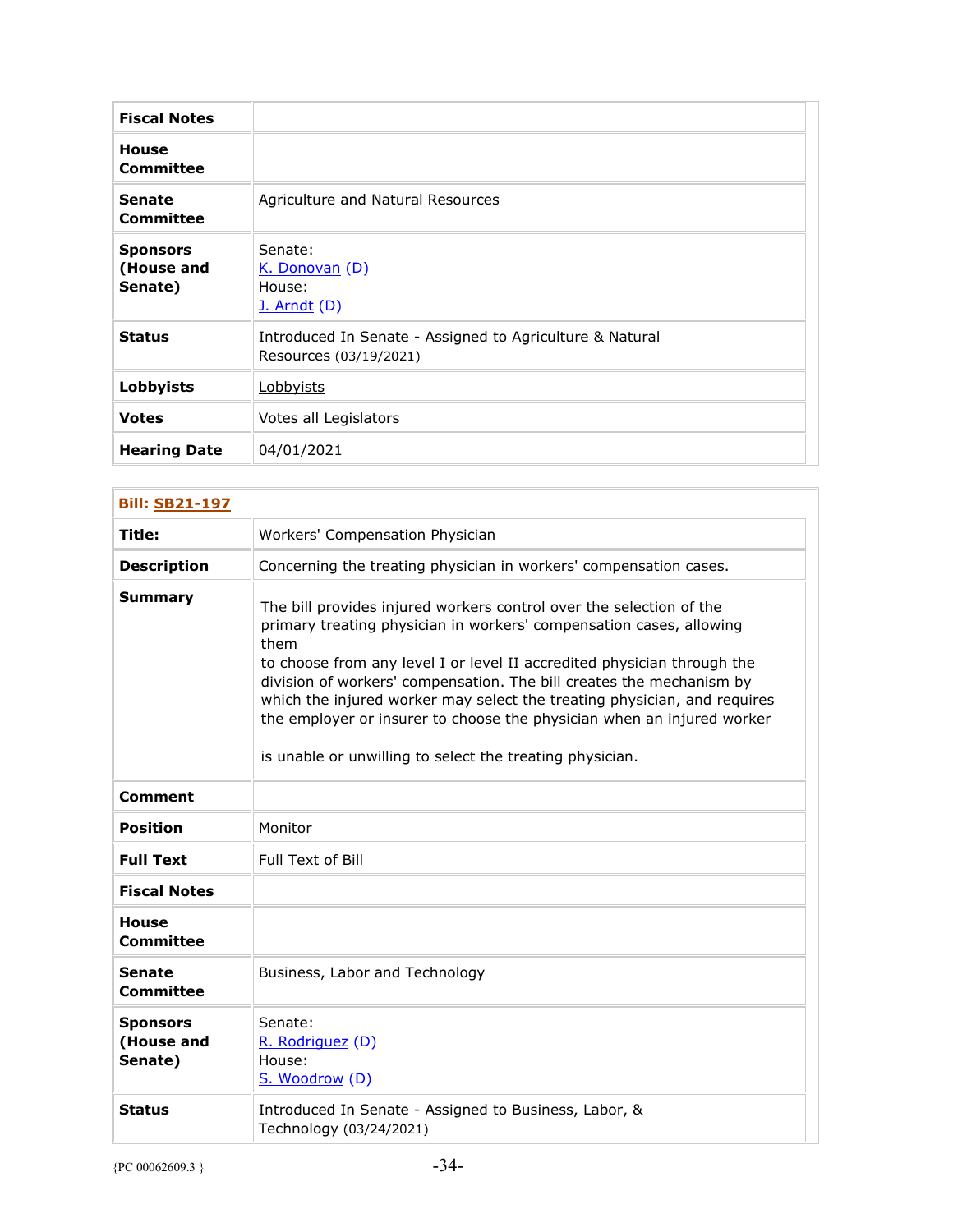| Fiscal Notes | |
|---|---|
| House Committee | |
| Senate Committee | Agriculture and Natural Resources |
| Sponsors (House and Senate) | Senate: K. Donovan (D) House: J. Arndt (D) |
| Status | Introduced In Senate - Assigned to Agriculture & Natural Resources (03/19/2021) |
| Lobbyists | Lobbyists |
| Votes | Votes all Legislators |
| Hearing Date | 04/01/2021 |

| Bill: SB21-197 | |
|---|---|
| Title: | Workers' Compensation Physician |
| Description | Concerning the treating physician in workers' compensation cases. |
| Summary | The bill provides injured workers control over the selection of the primary treating physician in workers' compensation cases, allowing them to choose from any level I or level II accredited physician through the division of workers' compensation. The bill creates the mechanism by which the injured worker may select the treating physician, and requires the employer or insurer to choose the physician when an injured worker is unable or unwilling to select the treating physician. |
| Comment | |
| Position | Monitor |
| Full Text | Full Text of Bill |
| Fiscal Notes | |
| House Committee | |
| Senate Committee | Business, Labor and Technology |
| Sponsors (House and Senate) | Senate: R. Rodriguez (D) House: S. Woodrow (D) |
| Status | Introduced In Senate - Assigned to Business, Labor, & Technology (03/24/2021) |

{PC 00062609.3 }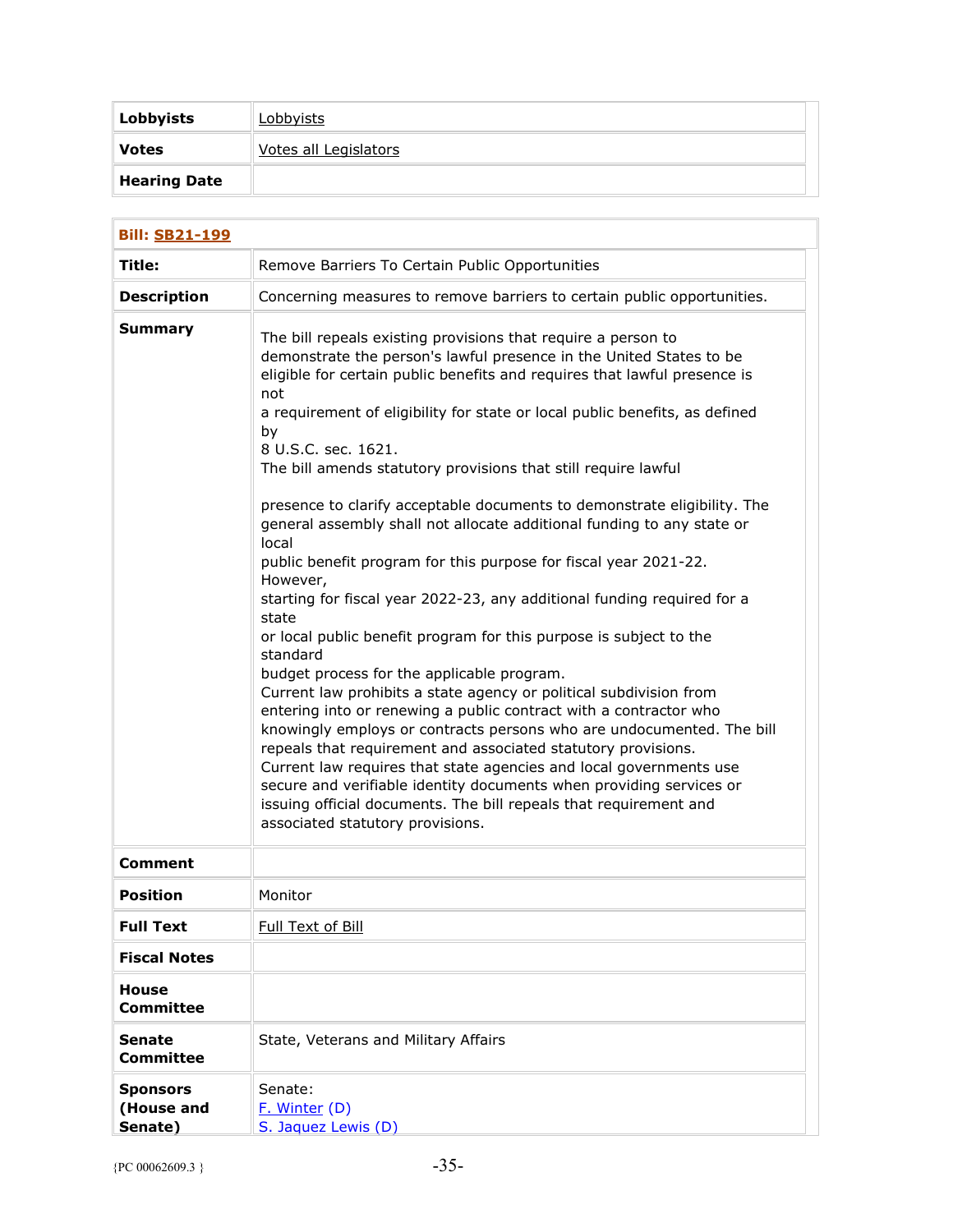| Lobbyists | Lobbyists |
|---|---|
| **Votes** | Votes all Legislators |
| **Hearing Date** | |

| **Bill: SB21-199** | |
|---|---|
| **Title:** | Remove Barriers To Certain Public Opportunities |
| **Description** | Concerning measures to remove barriers to certain public opportunities. |
| **Summary** | The bill repeals existing provisions that require a person to demonstrate the person's lawful presence in the United States to be eligible for certain public benefits and requires that lawful presence is not a requirement of eligibility for state or local public benefits, as defined by 8 U.S.C. sec. 1621. The bill amends statutory provisions that still require lawful presence to clarify acceptable documents to demonstrate eligibility. The general assembly shall not allocate additional funding to any state or local public benefit program for this purpose for fiscal year 2021-22. However, starting for fiscal year 2022-23, any additional funding required for a state or local public benefit program for this purpose is subject to the standard budget process for the applicable program. Current law prohibits a state agency or political subdivision from entering into or renewing a public contract with a contractor who knowingly employs or contracts persons who are undocumented. The bill repeals that requirement and associated statutory provisions. Current law requires that state agencies and local governments use secure and verifiable identity documents when providing services or issuing official documents. The bill repeals that requirement and associated statutory provisions. |
| **Comment** | |
| **Position** | Monitor |
| **Full Text** | Full Text of Bill |
| **Fiscal Notes** | |
| **House Committee** | |
| **Senate Committee** | State, Veterans and Military Affairs |
| **Sponsors (House and Senate)** | Senate:<br>F. Winter (D)<br>S. Jaquez Lewis (D) |

{PC 00062609.3 }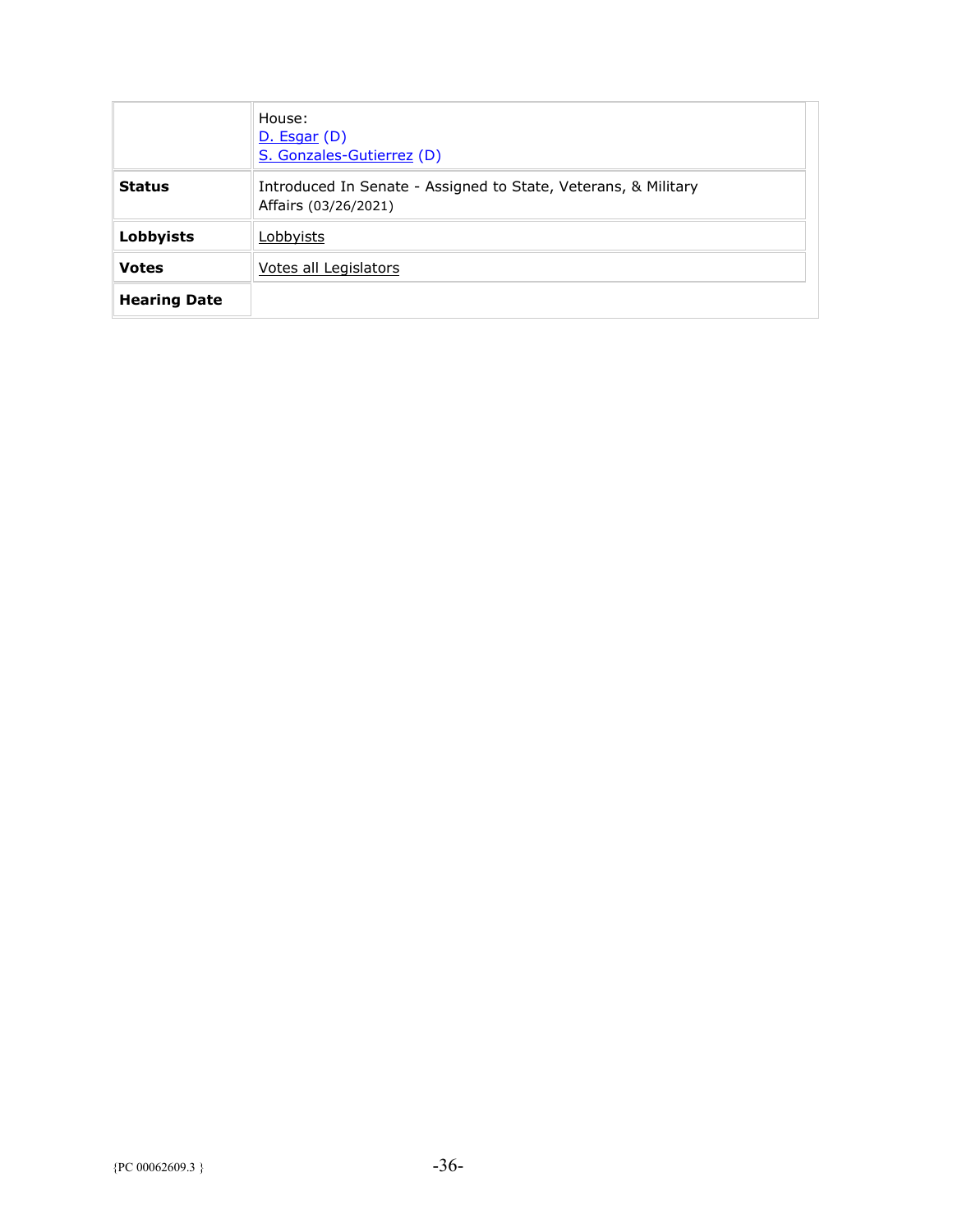| | |
|---|---|
| | House:<br>D. Esgar (D)<br>S. Gonzales-Gutierrez (D) |
| **Status** | Introduced In Senate - Assigned to State, Veterans, & Military Affairs (03/26/2021) |
| **Lobbyists** | Lobbyists |
| **Votes** | Votes all Legislators |
| **Hearing Date** | |

{PC 00062609.3 }